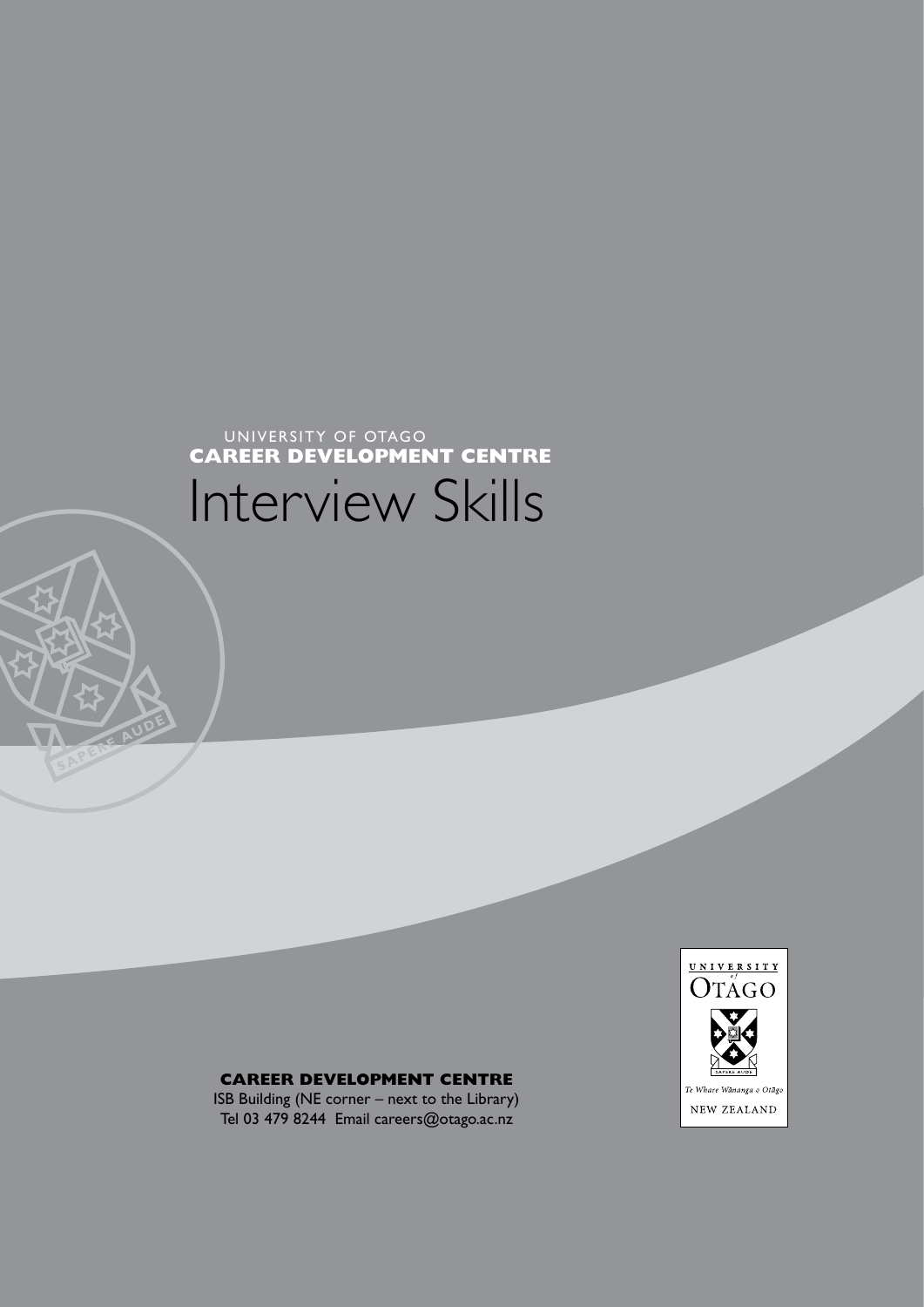UNIVERSITY OF OTAGO

**CAREER DEVELOPMENT CENTRE**

# Interview Skills

**CAREER DEVELOPMENT CENTRE**

ISB Building (NE corner – next to the Library)
Tel 03 479 8244 Email careers@otago.ac.nz

UNIVERSITY of OTAGO

SAPERE AUDE

*Te Whare Wānanga o Otāgo*

NEW ZEALAND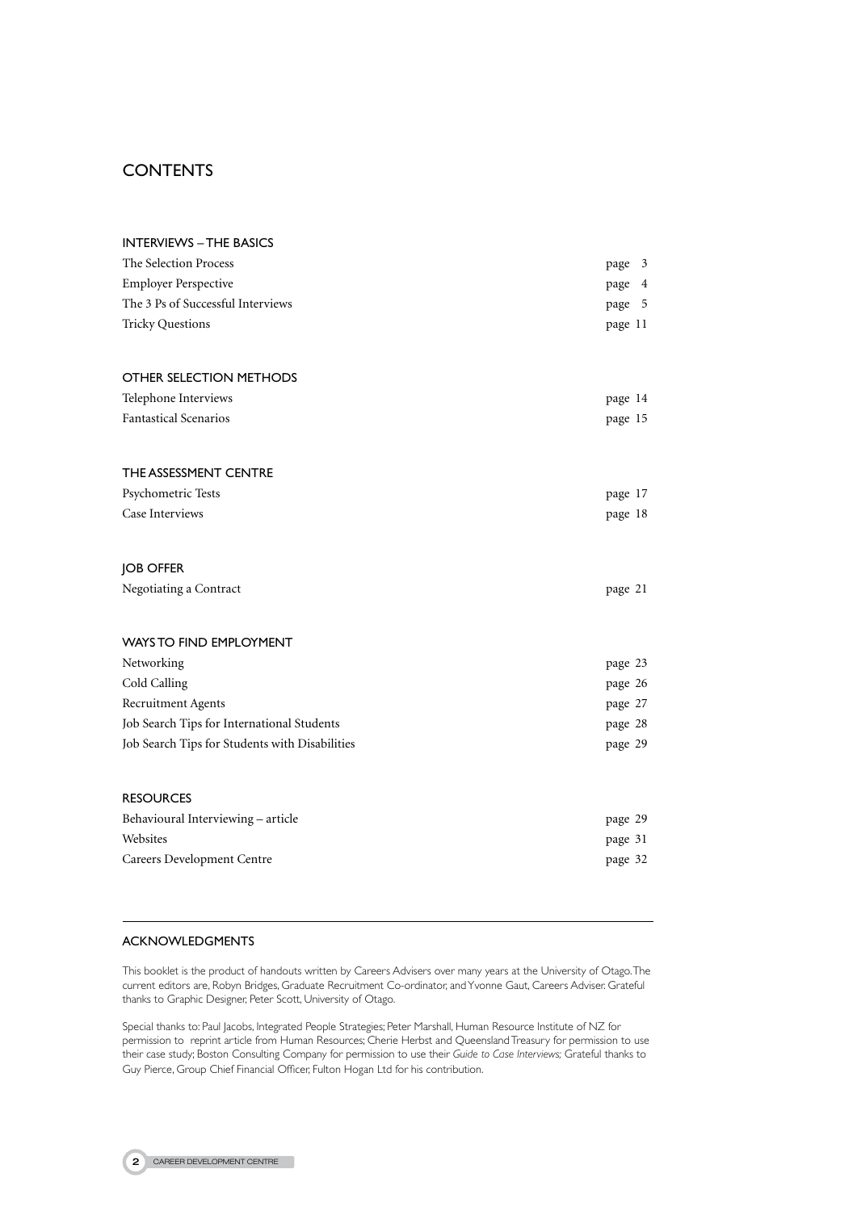# CONTENTS

## INTERVIEWS – THE BASICS

| | |
|---|---|
| The Selection Process | page 3 |
| Employer Perspective | page 4 |
| The 3 Ps of Successful Interviews | page 5 |
| Tricky Questions | page 11 |

## OTHER SELECTION METHODS

| | |
|---|---|
| Telephone Interviews | page 14 |
| Fantastical Scenarios | page 15 |

## THE ASSESSMENT CENTRE

| | |
|---|---|
| Psychometric Tests | page 17 |
| Case Interviews | page 18 |

## JOB OFFER

| | |
|---|---|
| Negotiating a Contract | page 21 |

## WAYS TO FIND EMPLOYMENT

| | |
|---|---|
| Networking | page 23 |
| Cold Calling | page 26 |
| Recruitment Agents | page 27 |
| Job Search Tips for International Students | page 28 |
| Job Search Tips for Students with Disabilities | page 29 |

## RESOURCES

| | |
|---|---|
| Behavioural Interviewing – article | page 29 |
| Websites | page 31 |
| Careers Development Centre | page 32 |

---

## ACKNOWLEDGMENTS

This booklet is the product of handouts written by Careers Advisers over many years at the University of Otago. The current editors are, Robyn Bridges, Graduate Recruitment Co-ordinator, and Yvonne Gaut, Careers Adviser. Grateful thanks to Graphic Designer, Peter Scott, University of Otago.

Special thanks to: Paul Jacobs, Integrated People Strategies; Peter Marshall, Human Resource Institute of NZ for permission to reprint article from Human Resources; Cherie Herbst and Queensland Treasury for permission to use their case study; Boston Consulting Company for permission to use their *Guide to Case Interviews;* Grateful thanks to Guy Pierce, Group Chief Financial Officer, Fulton Hogan Ltd for his contribution.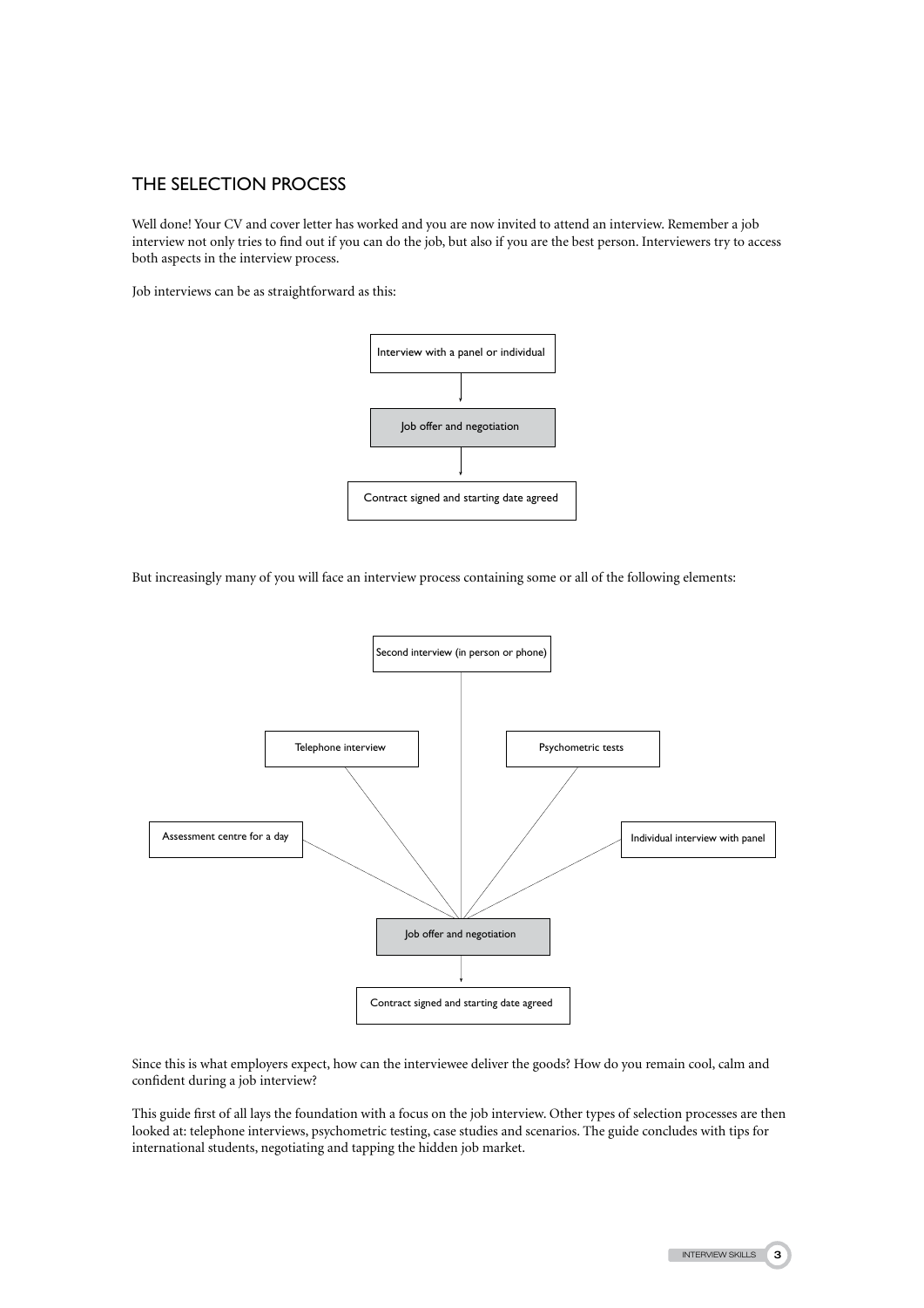## THE SELECTION PROCESS

Well done! Your CV and cover letter has worked and you are now invited to attend an interview. Remember a job interview not only tries to find out if you can do the job, but also if you are the best person. Interviewers try to access both aspects in the interview process.

Job interviews can be as straightforward as this:

Interview with a panel or individual
↓
Job offer and negotiation
↓
Contract signed and starting date agreed

But increasingly many of you will face an interview process containing some or all of the following elements:

- Second interview (in person or phone)
- Telephone interview
- Psychometric tests
- Assessment centre for a day
- Individual interview with panel

↓
Job offer and negotiation
↓
Contract signed and starting date agreed

Since this is what employers expect, how can the interviewee deliver the goods? How do you remain cool, calm and confident during a job interview?

This guide first of all lays the foundation with a focus on the job interview. Other types of selection processes are then looked at: telephone interviews, psychometric testing, case studies and scenarios. The guide concludes with tips for international students, negotiating and tapping the hidden job market.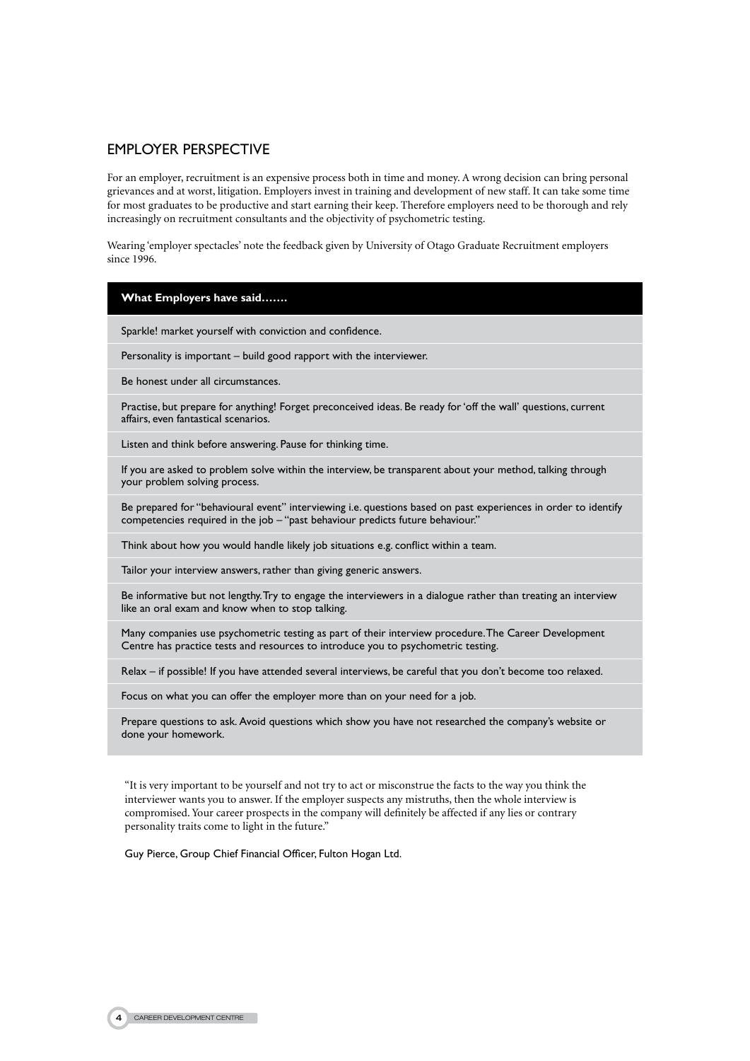## EMPLOYER PERSPECTIVE

For an employer, recruitment is an expensive process both in time and money. A wrong decision can bring personal grievances and at worst, litigation. Employers invest in training and development of new staff. It can take some time for most graduates to be productive and start earning their keep. Therefore employers need to be thorough and rely increasingly on recruitment consultants and the objectivity of psychometric testing.

Wearing 'employer spectacles' note the feedback given by University of Otago Graduate Recruitment employers since 1996.

| **What Employers have said…….** |
|---|
| Sparkle! market yourself with conviction and confidence. |
| Personality is important – build good rapport with the interviewer. |
| Be honest under all circumstances. |
| Practise, but prepare for anything! Forget preconceived ideas. Be ready for 'off the wall' questions, current affairs, even fantastical scenarios. |
| Listen and think before answering. Pause for thinking time. |
| If you are asked to problem solve within the interview, be transparent about your method, talking through your problem solving process. |
| Be prepared for "behavioural event" interviewing i.e. questions based on past experiences in order to identify competencies required in the job – "past behaviour predicts future behaviour." |
| Think about how you would handle likely job situations e.g. conflict within a team. |
| Tailor your interview answers, rather than giving generic answers. |
| Be informative but not lengthy. Try to engage the interviewers in a dialogue rather than treating an interview like an oral exam and know when to stop talking. |
| Many companies use psychometric testing as part of their interview procedure. The Career Development Centre has practice tests and resources to introduce you to psychometric testing. |
| Relax – if possible! If you have attended several interviews, be careful that you don't become too relaxed. |
| Focus on what you can offer the employer more than on your need for a job. |
| Prepare questions to ask. Avoid questions which show you have not researched the company's website or done your homework. |

"It is very important to be yourself and not try to act or misconstrue the facts to the way you think the interviewer wants you to answer. If the employer suspects any mistruths, then the whole interview is compromised. Your career prospects in the company will definitely be affected if any lies or contrary personality traits come to light in the future."

Guy Pierce, Group Chief Financial Officer, Fulton Hogan Ltd.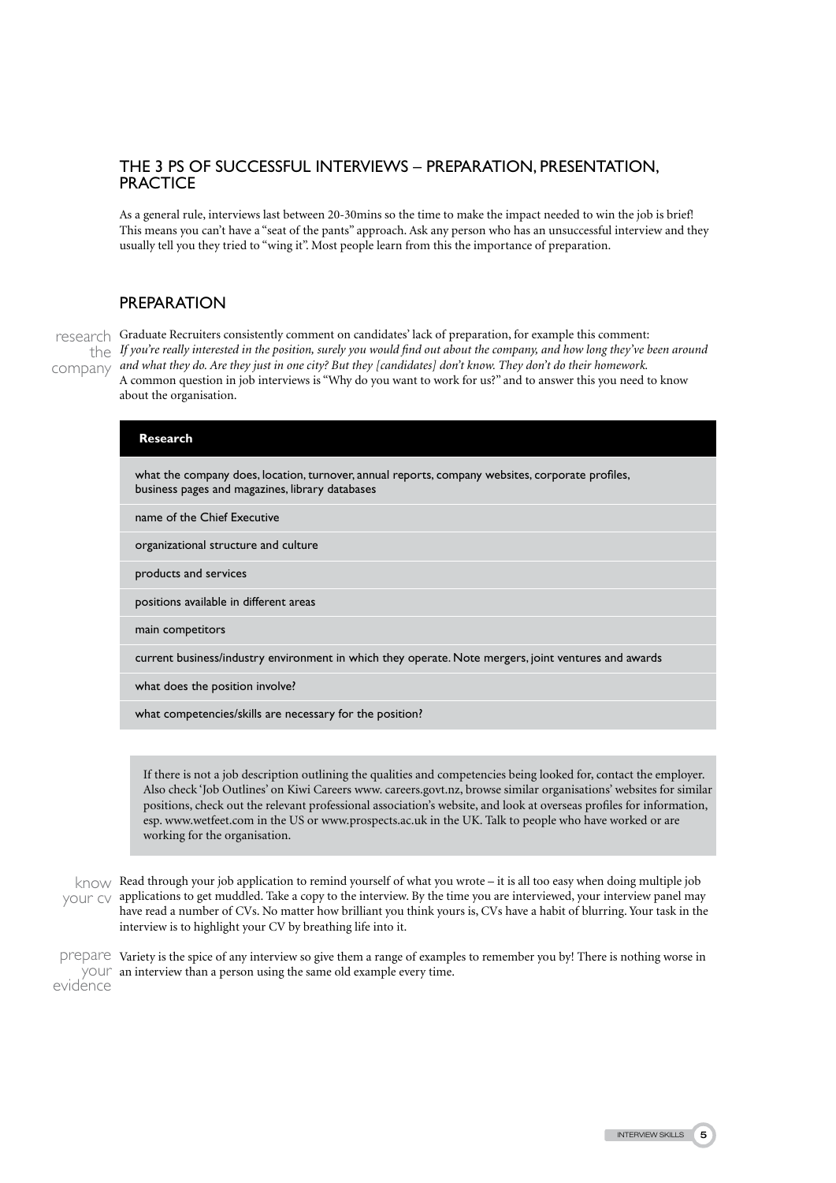## THE 3 PS OF SUCCESSFUL INTERVIEWS – PREPARATION, PRESENTATION, PRACTICE

As a general rule, interviews last between 20-30mins so the time to make the impact needed to win the job is brief! This means you can't have a "seat of the pants" approach. Ask any person who has an unsuccessful interview and they usually tell you they tried to "wing it". Most people learn from this the importance of preparation.

## PREPARATION

**research the company**

Graduate Recruiters consistently comment on candidates' lack of preparation, for example this comment:
*If you're really interested in the position, surely you would find out about the company, and how long they've been around and what they do. Are they just in one city? But they [candidates] don't know. They don't do their homework.*
A common question in job interviews is "Why do you want to work for us?" and to answer this you need to know about the organisation.

| Research |
|---|
| what the company does, location, turnover, annual reports, company websites, corporate profiles, business pages and magazines, library databases |
| name of the Chief Executive |
| organizational structure and culture |
| products and services |
| positions available in different areas |
| main competitors |
| current business/industry environment in which they operate. Note mergers, joint ventures and awards |
| what does the position involve? |
| what competencies/skills are necessary for the position? |

If there is not a job description outlining the qualities and competencies being looked for, contact the employer. Also check 'Job Outlines' on Kiwi Careers www. careers.govt.nz, browse similar organisations' websites for similar positions, check out the relevant professional association's website, and look at overseas profiles for information, esp. www.wetfeet.com in the US or www.prospects.ac.uk in the UK. Talk to people who have worked or are working for the organisation.

**know your cv**

Read through your job application to remind yourself of what you wrote – it is all too easy when doing multiple job applications to get muddled. Take a copy to the interview. By the time you are interviewed, your interview panel may have read a number of CVs. No matter how brilliant you think yours is, CVs have a habit of blurring. Your task in the interview is to highlight your CV by breathing life into it.

**prepare your evidence**

Variety is the spice of any interview so give them a range of examples to remember you by! There is nothing worse in an interview than a person using the same old example every time.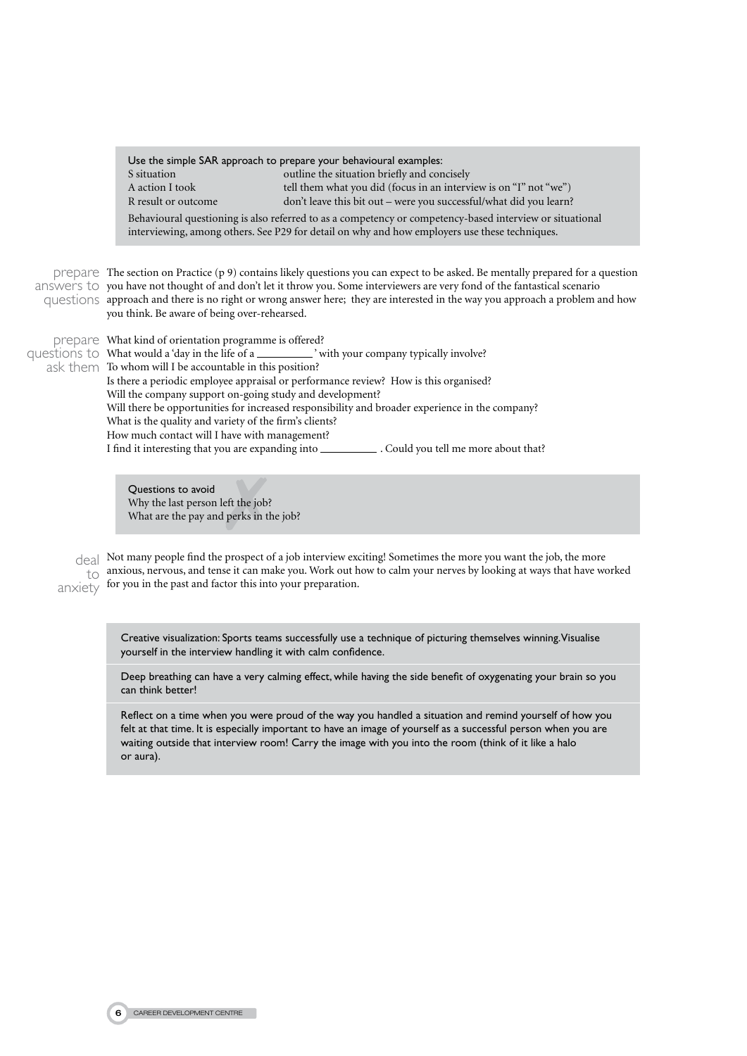Use the simple SAR approach to prepare your behavioural examples:

| | |
|---|---|
| S situation | outline the situation briefly and concisely |
| A action I took | tell them what you did (focus in an interview is on "I" not "we") |
| R result or outcome | don't leave this bit out – were you successful/what did you learn? |

Behavioural questioning is also referred to as a competency or competency-based interview or situational interviewing, among others. See P29 for detail on why and how employers use these techniques.

## prepare answers to questions

The section on Practice (p 9) contains likely questions you can expect to be asked. Be mentally prepared for a question you have not thought of and don't let it throw you. Some interviewers are very fond of the fantastical scenario approach and there is no right or wrong answer here; they are interested in the way you approach a problem and how you think. Be aware of being over-rehearsed.

## prepare questions to ask them

What kind of orientation programme is offered?
What would a 'day in the life of a __________' with your company typically involve?
To whom will I be accountable in this position?
Is there a periodic employee appraisal or performance review? How is this organised?
Will the company support on-going study and development?
Will there be opportunities for increased responsibility and broader experience in the company?
What is the quality and variety of the firm's clients?
How much contact will I have with management?
I find it interesting that you are expanding into __________. Could you tell me more about that?

Questions to avoid
Why the last person left the job?
What are the pay and perks in the job?

## deal to anxiety

Not many people find the prospect of a job interview exciting! Sometimes the more you want the job, the more anxious, nervous, and tense it can make you. Work out how to calm your nerves by looking at ways that have worked for you in the past and factor this into your preparation.

Creative visualization: Sports teams successfully use a technique of picturing themselves winning. Visualise yourself in the interview handling it with calm confidence.

Deep breathing can have a very calming effect, while having the side benefit of oxygenating your brain so you can think better!

Reflect on a time when you were proud of the way you handled a situation and remind yourself of how you felt at that time. It is especially important to have an image of yourself as a successful person when you are waiting outside that interview room! Carry the image with you into the room (think of it like a halo or aura).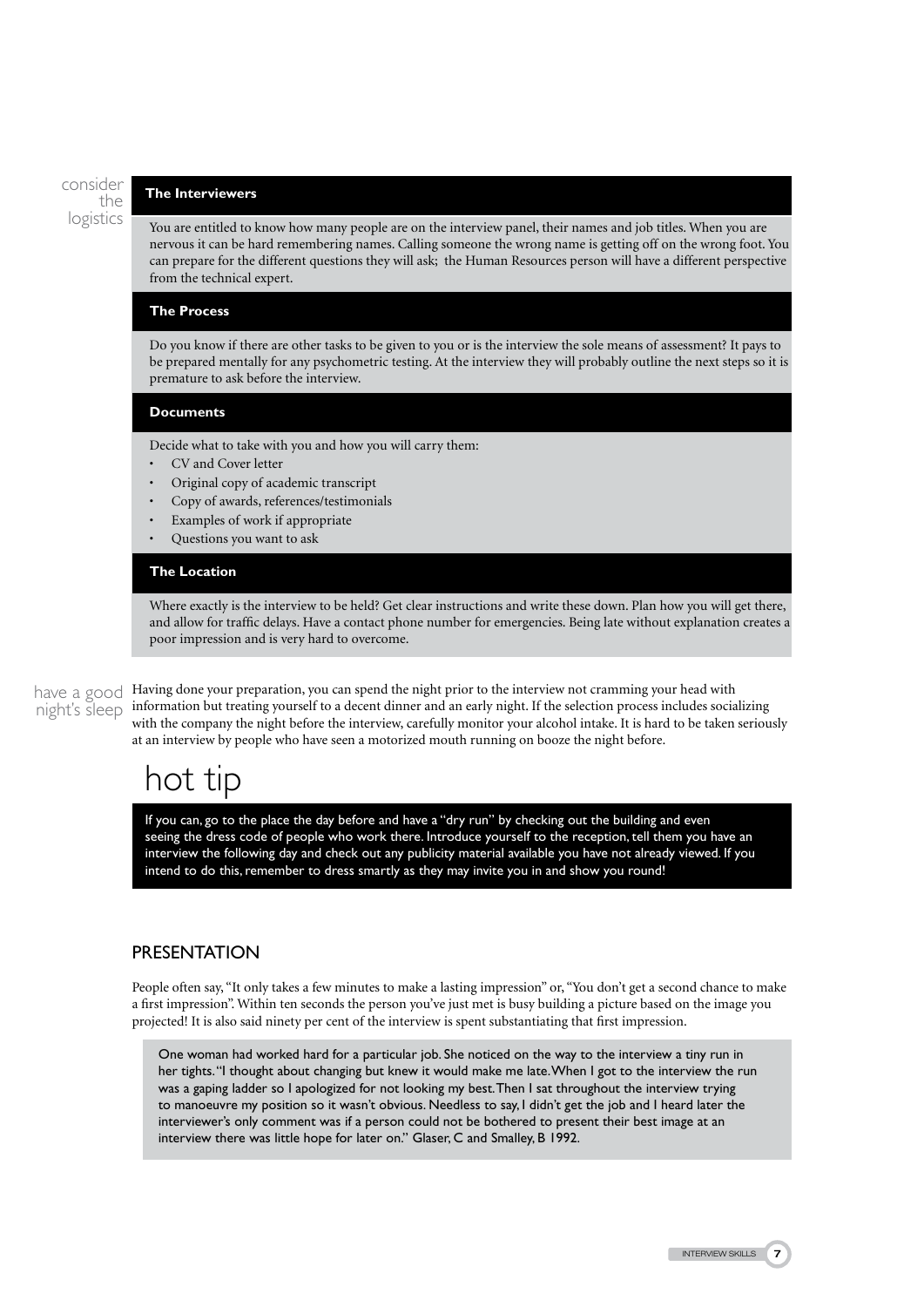consider the logistics

### The Interviewers

You are entitled to know how many people are on the interview panel, their names and job titles. When you are nervous it can be hard remembering names. Calling someone the wrong name is getting off on the wrong foot. You can prepare for the different questions they will ask; the Human Resources person will have a different perspective from the technical expert.

### The Process

Do you know if there are other tasks to be given to you or is the interview the sole means of assessment? It pays to be prepared mentally for any psychometric testing. At the interview they will probably outline the next steps so it is premature to ask before the interview.

### Documents

Decide what to take with you and how you will carry them:

- CV and Cover letter
- Original copy of academic transcript
- Copy of awards, references/testimonials
- Examples of work if appropriate
- Questions you want to ask

### The Location

Where exactly is the interview to be held? Get clear instructions and write these down. Plan how you will get there, and allow for traffic delays. Have a contact phone number for emergencies. Being late without explanation creates a poor impression and is very hard to overcome.

have a good night's sleep

Having done your preparation, you can spend the night prior to the interview not cramming your head with information but treating yourself to a decent dinner and an early night. If the selection process includes socializing with the company the night before the interview, carefully monitor your alcohol intake. It is hard to be taken seriously at an interview by people who have seen a motorized mouth running on booze the night before.

## hot tip

If you can, go to the place the day before and have a "dry run" by checking out the building and even seeing the dress code of people who work there. Introduce yourself to the reception, tell them you have an interview the following day and check out any publicity material available you have not already viewed. If you intend to do this, remember to dress smartly as they may invite you in and show you round!

## PRESENTATION

People often say, "It only takes a few minutes to make a lasting impression" or, "You don't get a second chance to make a first impression". Within ten seconds the person you've just met is busy building a picture based on the image you projected! It is also said ninety per cent of the interview is spent substantiating that first impression.

> One woman had worked hard for a particular job. She noticed on the way to the interview a tiny run in her tights. "I thought about changing but knew it would make me late. When I got to the interview the run was a gaping ladder so I apologized for not looking my best. Then I sat throughout the interview trying to manoeuvre my position so it wasn't obvious. Needless to say, I didn't get the job and I heard later the interviewer's only comment was if a person could not be bothered to present their best image at an interview there was little hope for later on." Glaser, C and Smalley, B 1992.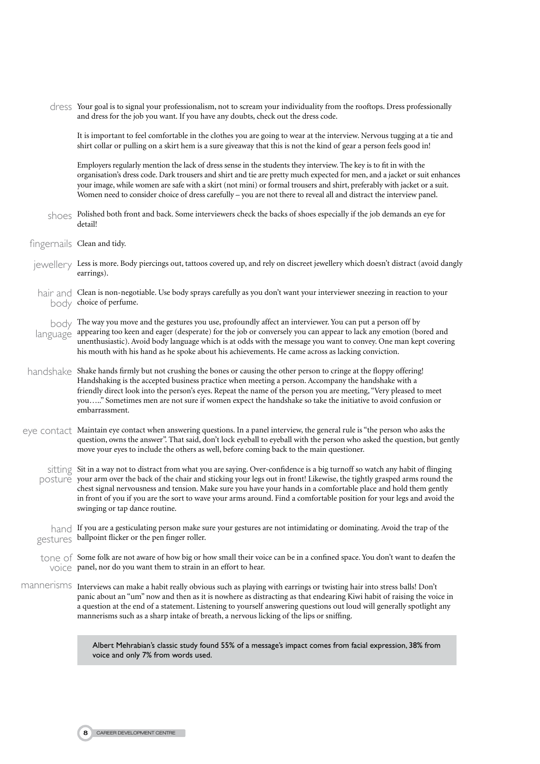**dress** Your goal is to signal your professionalism, not to scream your individuality from the rooftops. Dress professionally and dress for the job you want. If you have any doubts, check out the dress code.

It is important to feel comfortable in the clothes you are going to wear at the interview. Nervous tugging at a tie and shirt collar or pulling on a skirt hem is a sure giveaway that this is not the kind of gear a person feels good in!

Employers regularly mention the lack of dress sense in the students they interview. The key is to fit in with the organisation's dress code. Dark trousers and shirt and tie are pretty much expected for men, and a jacket or suit enhances your image, while women are safe with a skirt (not mini) or formal trousers and shirt, preferably with jacket or a suit. Women need to consider choice of dress carefully – you are not there to reveal all and distract the interview panel.

**shoes** Polished both front and back. Some interviewers check the backs of shoes especially if the job demands an eye for detail!

**fingernails** Clean and tidy.

**jewellery** Less is more. Body piercings out, tattoos covered up, and rely on discreet jewellery which doesn't distract (avoid dangly earrings).

**hair and body** Clean is non-negotiable. Use body sprays carefully as you don't want your interviewer sneezing in reaction to your choice of perfume.

**body language** The way you move and the gestures you use, profoundly affect an interviewer. You can put a person off by appearing too keen and eager (desperate) for the job or conversely you can appear to lack any emotion (bored and unenthusiastic). Avoid body language which is at odds with the message you want to convey. One man kept covering his mouth with his hand as he spoke about his achievements. He came across as lacking conviction.

**handshake** Shake hands firmly but not crushing the bones or causing the other person to cringe at the floppy offering! Handshaking is the accepted business practice when meeting a person. Accompany the handshake with a friendly direct look into the person's eyes. Repeat the name of the person you are meeting, "Very pleased to meet you….." Sometimes men are not sure if women expect the handshake so take the initiative to avoid confusion or embarrassment.

**eye contact** Maintain eye contact when answering questions. In a panel interview, the general rule is "the person who asks the question, owns the answer". That said, don't lock eyeball to eyeball with the person who asked the question, but gently move your eyes to include the others as well, before coming back to the main questioner.

**sitting posture** Sit in a way not to distract from what you are saying. Over-confidence is a big turnoff so watch any habit of flinging your arm over the back of the chair and sticking your legs out in front! Likewise, the tightly grasped arms round the chest signal nervousness and tension. Make sure you have your hands in a comfortable place and hold them gently in front of you if you are the sort to wave your arms around. Find a comfortable position for your legs and avoid the swinging or tap dance routine.

**hand gestures** If you are a gesticulating person make sure your gestures are not intimidating or dominating. Avoid the trap of the ballpoint flicker or the pen finger roller.

**tone of voice** Some folk are not aware of how big or how small their voice can be in a confined space. You don't want to deafen the panel, nor do you want them to strain in an effort to hear.

**mannerisms** Interviews can make a habit really obvious such as playing with earrings or twisting hair into stress balls! Don't panic about an "um" now and then as it is nowhere as distracting as that endearing Kiwi habit of raising the voice in a question at the end of a statement. Listening to yourself answering questions out loud will generally spotlight any mannerisms such as a sharp intake of breath, a nervous licking of the lips or sniffing.

> Albert Mehrabian's classic study found 55% of a message's impact comes from facial expression, 38% from voice and only 7% from words used.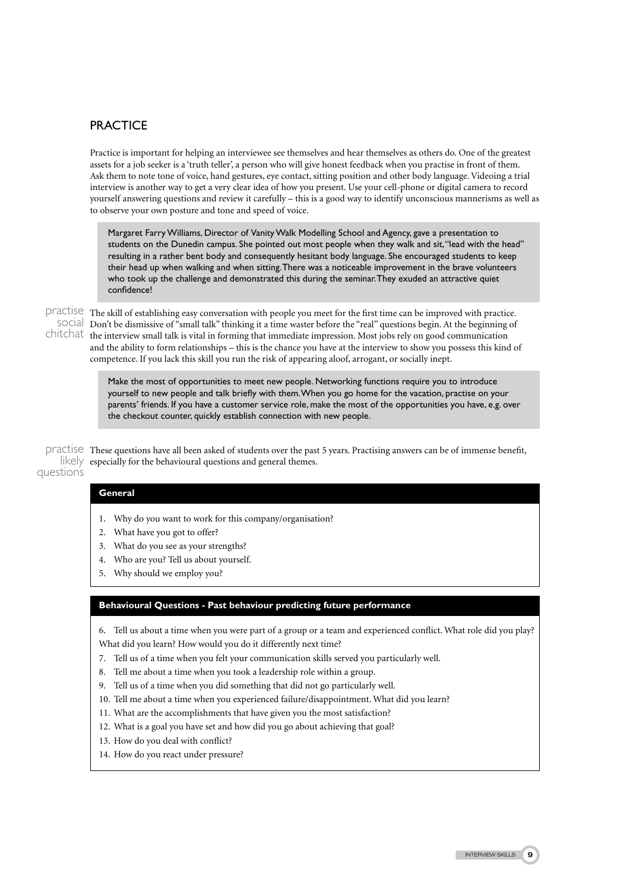## PRACTICE

Practice is important for helping an interviewee see themselves and hear themselves as others do. One of the greatest assets for a job seeker is a 'truth teller', a person who will give honest feedback when you practise in front of them. Ask them to note tone of voice, hand gestures, eye contact, sitting position and other body language. Videoing a trial interview is another way to get a very clear idea of how you present. Use your cell-phone or digital camera to record yourself answering questions and review it carefully – this is a good way to identify unconscious mannerisms as well as to observe your own posture and tone and speed of voice.

> Margaret Farry Williams, Director of Vanity Walk Modelling School and Agency, gave a presentation to students on the Dunedin campus. She pointed out most people when they walk and sit, "lead with the head" resulting in a rather bent body and consequently hesitant body language. She encouraged students to keep their head up when walking and when sitting. There was a noticeable improvement in the brave volunteers who took up the challenge and demonstrated this during the seminar. They exuded an attractive quiet confidence!

### practise social chitchat

The skill of establishing easy conversation with people you meet for the first time can be improved with practice. Don't be dismissive of "small talk" thinking it a time waster before the "real" questions begin. At the beginning of the interview small talk is vital in forming that immediate impression. Most jobs rely on good communication and the ability to form relationships – this is the chance you have at the interview to show you possess this kind of competence. If you lack this skill you run the risk of appearing aloof, arrogant, or socially inept.

> Make the most of opportunities to meet new people. Networking functions require you to introduce yourself to new people and talk briefly with them. When you go home for the vacation, practise on your parents' friends. If you have a customer service role, make the most of the opportunities you have, e.g. over the checkout counter, quickly establish connection with new people.

### practise likely questions

These questions have all been asked of students over the past 5 years. Practising answers can be of immense benefit, especially for the behavioural questions and general themes.

**General**

1. Why do you want to work for this company/organisation?
2. What have you got to offer?
3. What do you see as your strengths?
4. Who are you? Tell us about yourself.
5. Why should we employ you?

**Behavioural Questions - Past behaviour predicting future performance**

6. Tell us about a time when you were part of a group or a team and experienced conflict. What role did you play? What did you learn? How would you do it differently next time?
7. Tell us of a time when you felt your communication skills served you particularly well.
8. Tell me about a time when you took a leadership role within a group.
9. Tell us of a time when you did something that did not go particularly well.
10. Tell me about a time when you experienced failure/disappointment. What did you learn?
11. What are the accomplishments that have given you the most satisfaction?
12. What is a goal you have set and how did you go about achieving that goal?
13. How do you deal with conflict?
14. How do you react under pressure?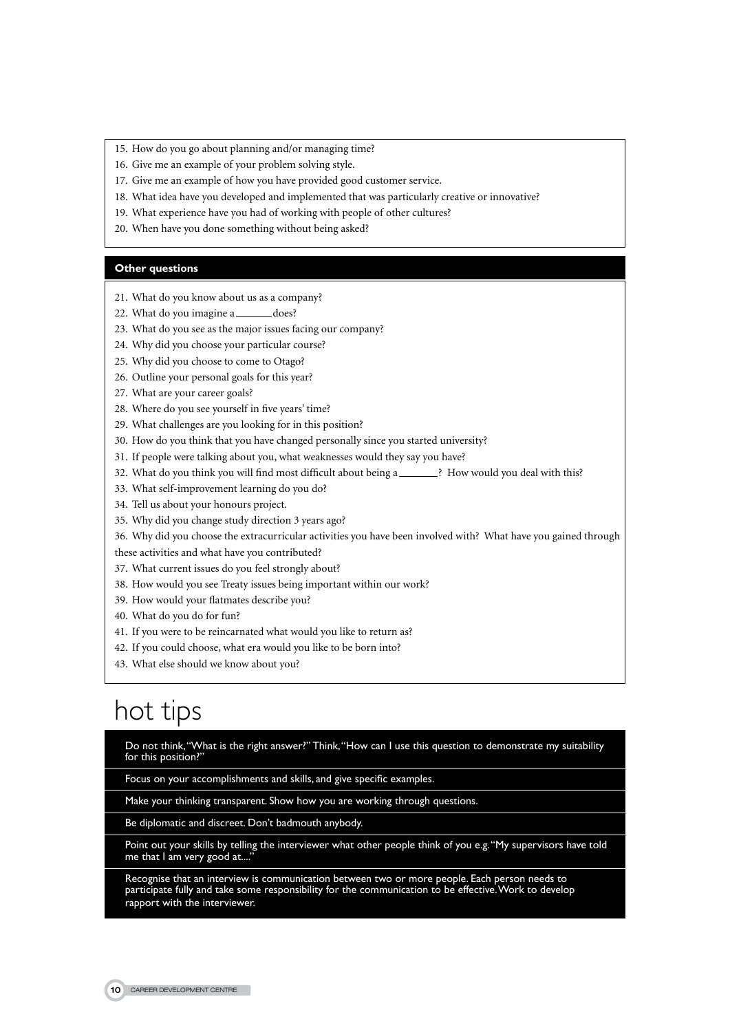15. How do you go about planning and/or managing time?
16. Give me an example of your problem solving style.
17. Give me an example of how you have provided good customer service.
18. What idea have you developed and implemented that was particularly creative or innovative?
19. What experience have you had of working with people of other cultures?
20. When have you done something without being asked?

## Other questions

21. What do you know about us as a company?
22. What do you imagine a _______ does?
23. What do you see as the major issues facing our company?
24. Why did you choose your particular course?
25. Why did you choose to come to Otago?
26. Outline your personal goals for this year?
27. What are your career goals?
28. Where do you see yourself in five years' time?
29. What challenges are you looking for in this position?
30. How do you think that you have changed personally since you started university?
31. If people were talking about you, what weaknesses would they say you have?
32. What do you think you will find most difficult about being a _______? How would you deal with this?
33. What self-improvement learning do you do?
34. Tell us about your honours project.
35. Why did you change study direction 3 years ago?
36. Why did you choose the extracurricular activities you have been involved with? What have you gained through these activities and what have you contributed?
37. What current issues do you feel strongly about?
38. How would you see Treaty issues being important within our work?
39. How would your flatmates describe you?
40. What do you do for fun?
41. If you were to be reincarnated what would you like to return as?
42. If you could choose, what era would you like to be born into?
43. What else should we know about you?

# hot tips

- Do not think, "What is the right answer?" Think, "How can I use this question to demonstrate my suitability for this position?"
- Focus on your accomplishments and skills, and give specific examples.
- Make your thinking transparent. Show how you are working through questions.
- Be diplomatic and discreet. Don't badmouth anybody.
- Point out your skills by telling the interviewer what other people think of you e.g. "My supervisors have told me that I am very good at...."
- Recognise that an interview is communication between two or more people. Each person needs to participate fully and take some responsibility for the communication to be effective. Work to develop rapport with the interviewer.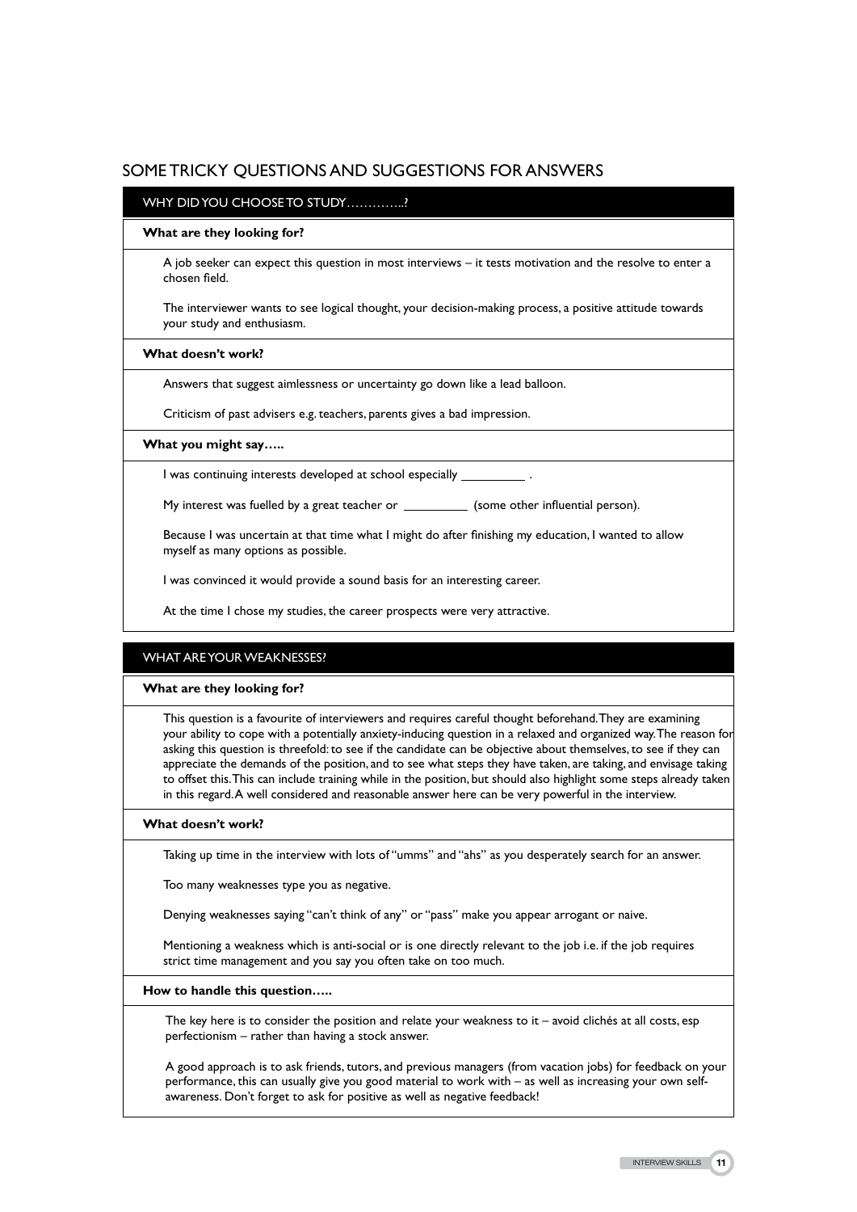# SOME TRICKY QUESTIONS AND SUGGESTIONS FOR ANSWERS

## WHY DID YOU CHOOSE TO STUDY…………..?

**What are they looking for?**

A job seeker can expect this question in most interviews – it tests motivation and the resolve to enter a chosen field.

The interviewer wants to see logical thought, your decision-making process, a positive attitude towards your study and enthusiasm.

**What doesn't work?**

Answers that suggest aimlessness or uncertainty go down like a lead balloon.

Criticism of past advisers e.g. teachers, parents gives a bad impression.

**What you might say…..**

I was continuing interests developed at school especially __________ .

My interest was fuelled by a great teacher or __________ (some other influential person).

Because I was uncertain at that time what I might do after finishing my education, I wanted to allow myself as many options as possible.

I was convinced it would provide a sound basis for an interesting career.

At the time I chose my studies, the career prospects were very attractive.

## WHAT ARE YOUR WEAKNESSES?

**What are they looking for?**

This question is a favourite of interviewers and requires careful thought beforehand. They are examining your ability to cope with a potentially anxiety-inducing question in a relaxed and organized way. The reason for asking this question is threefold: to see if the candidate can be objective about themselves, to see if they can appreciate the demands of the position, and to see what steps they have taken, are taking, and envisage taking to offset this. This can include training while in the position, but should also highlight some steps already taken in this regard. A well considered and reasonable answer here can be very powerful in the interview.

**What doesn't work?**

Taking up time in the interview with lots of "umms" and "ahs" as you desperately search for an answer.

Too many weaknesses type you as negative.

Denying weaknesses saying "can't think of any" or "pass" make you appear arrogant or naive.

Mentioning a weakness which is anti-social or is one directly relevant to the job i.e. if the job requires strict time management and you say you often take on too much.

**How to handle this question…..**

The key here is to consider the position and relate your weakness to it – avoid clichés at all costs, esp perfectionism – rather than having a stock answer.

A good approach is to ask friends, tutors, and previous managers (from vacation jobs) for feedback on your performance, this can usually give you good material to work with – as well as increasing your own self-awareness. Don't forget to ask for positive as well as negative feedback!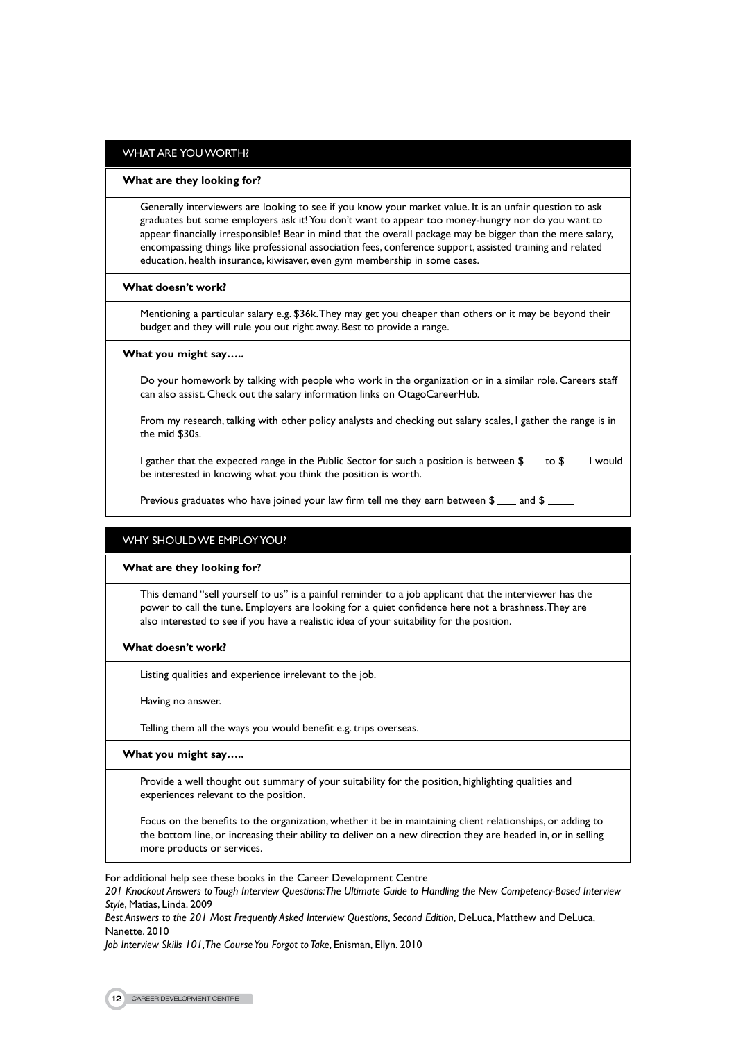## WHAT ARE YOU WORTH?

**What are they looking for?**

Generally interviewers are looking to see if you know your market value. It is an unfair question to ask graduates but some employers ask it! You don't want to appear too money-hungry nor do you want to appear financially irresponsible! Bear in mind that the overall package may be bigger than the mere salary, encompassing things like professional association fees, conference support, assisted training and related education, health insurance, kiwisaver, even gym membership in some cases.

**What doesn't work?**

Mentioning a particular salary e.g. $36k. They may get you cheaper than others or it may be beyond their budget and they will rule you out right away. Best to provide a range.

**What you might say…..**

Do your homework by talking with people who work in the organization or in a similar role. Careers staff can also assist. Check out the salary information links on OtagoCareerHub.

From my research, talking with other policy analysts and checking out salary scales, I gather the range is in the mid $30s.

I gather that the expected range in the Public Sector for such a position is between $ ____ to $ ____ I would be interested in knowing what you think the position is worth.

Previous graduates who have joined your law firm tell me they earn between $ ____ and $ _____

## WHY SHOULD WE EMPLOY YOU?

**What are they looking for?**

This demand "sell yourself to us" is a painful reminder to a job applicant that the interviewer has the power to call the tune. Employers are looking for a quiet confidence here not a brashness. They are also interested to see if you have a realistic idea of your suitability for the position.

**What doesn't work?**

Listing qualities and experience irrelevant to the job.

Having no answer.

Telling them all the ways you would benefit e.g. trips overseas.

**What you might say…..**

Provide a well thought out summary of your suitability for the position, highlighting qualities and experiences relevant to the position.

Focus on the benefits to the organization, whether it be in maintaining client relationships, or adding to the bottom line, or increasing their ability to deliver on a new direction they are headed in, or in selling more products or services.

For additional help see these books in the Career Development Centre

*201 Knockout Answers to Tough Interview Questions: The Ultimate Guide to Handling the New Competency-Based Interview Style*, Matias, Linda. 2009

*Best Answers to the 201 Most Frequently Asked Interview Questions, Second Edition*, DeLuca, Matthew and DeLuca, Nanette. 2010

*Job Interview Skills 101, The Course You Forgot to Take*, Enisman, Ellyn. 2010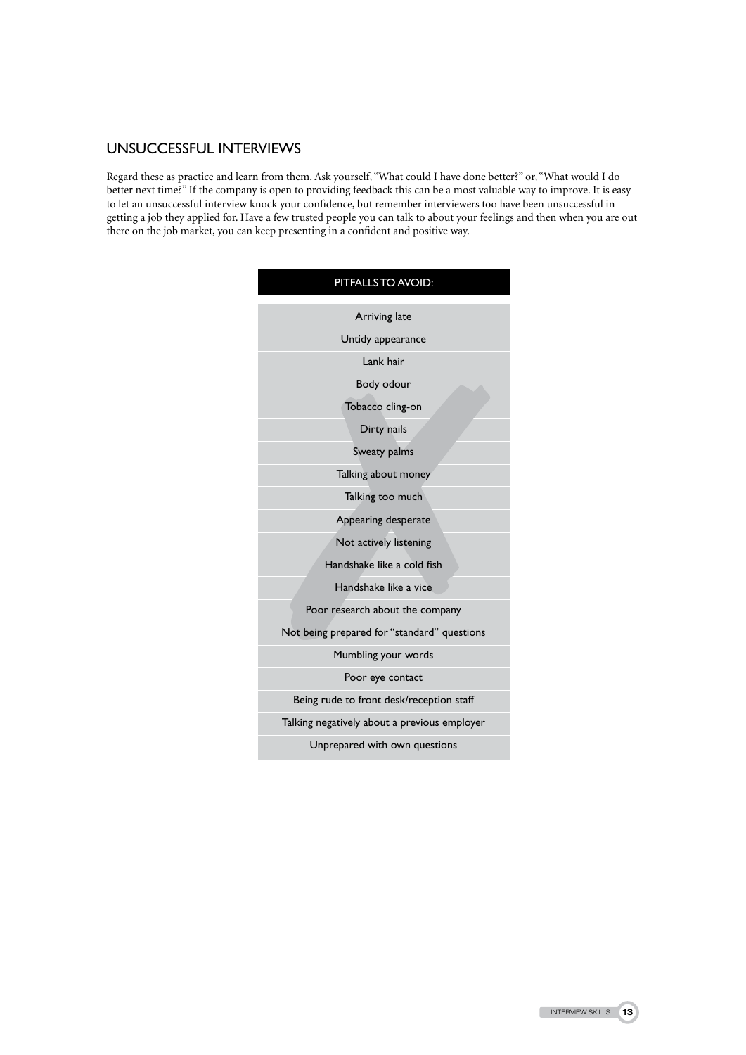## UNSUCCESSFUL INTERVIEWS

Regard these as practice and learn from them. Ask yourself, "What could I have done better?" or, "What would I do better next time?" If the company is open to providing feedback this can be a most valuable way to improve. It is easy to let an unsuccessful interview knock your confidence, but remember interviewers too have been unsuccessful in getting a job they applied for. Have a few trusted people you can talk to about your feelings and then when you are out there on the job market, you can keep presenting in a confident and positive way.

| PITFALLS TO AVOID: |
| --- |
| Arriving late |
| Untidy appearance |
| Lank hair |
| Body odour |
| Tobacco cling-on |
| Dirty nails |
| Sweaty palms |
| Talking about money |
| Talking too much |
| Appearing desperate |
| Not actively listening |
| Handshake like a cold fish |
| Handshake like a vice |
| Poor research about the company |
| Not being prepared for "standard" questions |
| Mumbling your words |
| Poor eye contact |
| Being rude to front desk/reception staff |
| Talking negatively about a previous employer |
| Unprepared with own questions |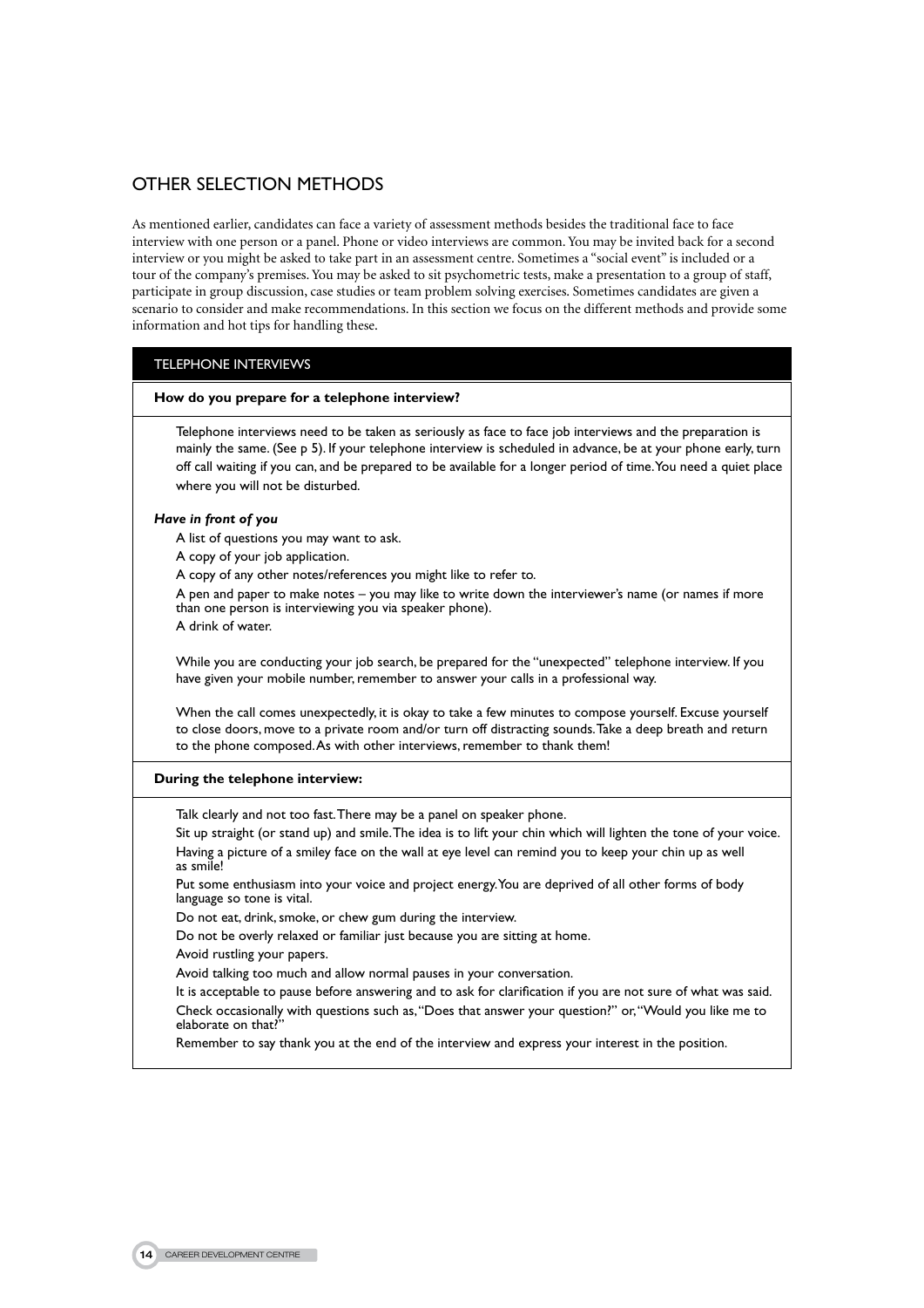## OTHER SELECTION METHODS

As mentioned earlier, candidates can face a variety of assessment methods besides the traditional face to face interview with one person or a panel. Phone or video interviews are common. You may be invited back for a second interview or you might be asked to take part in an assessment centre. Sometimes a "social event" is included or a tour of the company's premises. You may be asked to sit psychometric tests, make a presentation to a group of staff, participate in group discussion, case studies or team problem solving exercises. Sometimes candidates are given a scenario to consider and make recommendations. In this section we focus on the different methods and provide some information and hot tips for handling these.

### TELEPHONE INTERVIEWS

**How do you prepare for a telephone interview?**

Telephone interviews need to be taken as seriously as face to face job interviews and the preparation is mainly the same. (See p 5). If your telephone interview is scheduled in advance, be at your phone early, turn off call waiting if you can, and be prepared to be available for a longer period of time. You need a quiet place where you will not be disturbed.

***Have in front of you***

- A list of questions you may want to ask.
- A copy of your job application.
- A copy of any other notes/references you might like to refer to.
- A pen and paper to make notes – you may like to write down the interviewer's name (or names if more than one person is interviewing you via speaker phone).
- A drink of water.

While you are conducting your job search, be prepared for the "unexpected" telephone interview. If you have given your mobile number, remember to answer your calls in a professional way.

When the call comes unexpectedly, it is okay to take a few minutes to compose yourself. Excuse yourself to close doors, move to a private room and/or turn off distracting sounds. Take a deep breath and return to the phone composed. As with other interviews, remember to thank them!

**During the telephone interview:**

- Talk clearly and not too fast. There may be a panel on speaker phone.
- Sit up straight (or stand up) and smile. The idea is to lift your chin which will lighten the tone of your voice.
- Having a picture of a smiley face on the wall at eye level can remind you to keep your chin up as well as smile!
- Put some enthusiasm into your voice and project energy. You are deprived of all other forms of body language so tone is vital.
- Do not eat, drink, smoke, or chew gum during the interview.
- Do not be overly relaxed or familiar just because you are sitting at home.
- Avoid rustling your papers.
- Avoid talking too much and allow normal pauses in your conversation.
- It is acceptable to pause before answering and to ask for clarification if you are not sure of what was said.
- Check occasionally with questions such as, "Does that answer your question?" or, "Would you like me to elaborate on that?"
- Remember to say thank you at the end of the interview and express your interest in the position.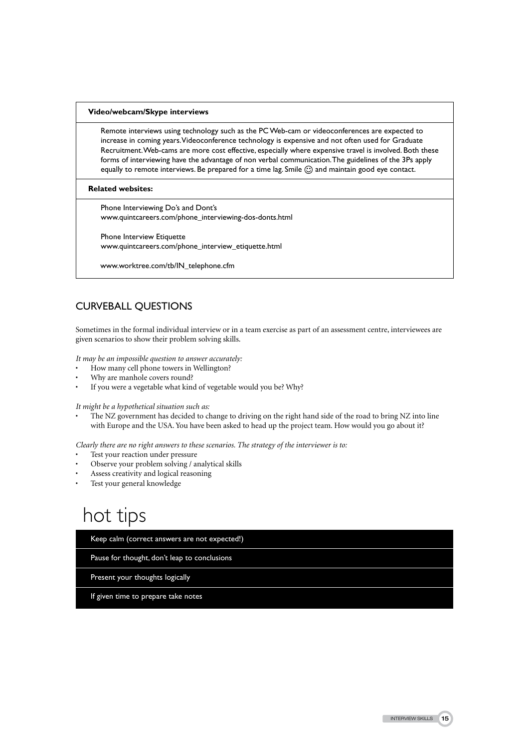**Video/webcam/Skype interviews**

Remote interviews using technology such as the PC Web-cam or videoconferences are expected to increase in coming years. Videoconference technology is expensive and not often used for Graduate Recruitment. Web-cams are more cost effective, especially where expensive travel is involved. Both these forms of interviewing have the advantage of non verbal communication. The guidelines of the 3Ps apply equally to remote interviews. Be prepared for a time lag. Smile ☺ and maintain good eye contact.

**Related websites:**

Phone Interviewing Do's and Dont's
www.quintcareers.com/phone_interviewing-dos-donts.html

Phone Interview Etiquette
www.quintcareers.com/phone_interview_etiquette.html

www.worktree.com/tb/IN_telephone.cfm

## CURVEBALL QUESTIONS

Sometimes in the formal individual interview or in a team exercise as part of an assessment centre, interviewees are given scenarios to show their problem solving skills.

*It may be an impossible question to answer accurately:*

- How many cell phone towers in Wellington?
- Why are manhole covers round?
- If you were a vegetable what kind of vegetable would you be? Why?

*It might be a hypothetical situation such as:*

- The NZ government has decided to change to driving on the right hand side of the road to bring NZ into line with Europe and the USA. You have been asked to head up the project team. How would you go about it?

*Clearly there are no right answers to these scenarios. The strategy of the interviewer is to:*

- Test your reaction under pressure
- Observe your problem solving / analytical skills
- Assess creativity and logical reasoning
- Test your general knowledge

# hot tips

- Keep calm (correct answers are not expected!)
- Pause for thought, don't leap to conclusions
- Present your thoughts logically
- If given time to prepare take notes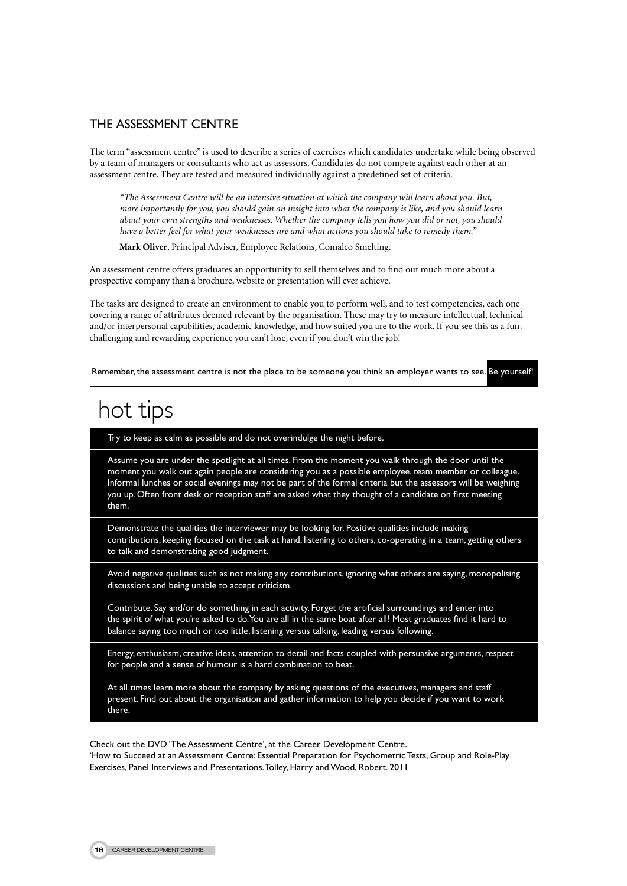## THE ASSESSMENT CENTRE

The term "assessment centre" is used to describe a series of exercises which candidates undertake while being observed by a team of managers or consultants who act as assessors. Candidates do not compete against each other at an assessment centre. They are tested and measured individually against a predefined set of criteria.

> *"The Assessment Centre will be an intensive situation at which the company will learn about you. But, more importantly for you, you should gain an insight into what the company is like, and you should learn about your own strengths and weaknesses. Whether the company tells you how you did or not, you should have a better feel for what your weaknesses are and what actions you should take to remedy them."*
>
> **Mark Oliver**, Principal Adviser, Employee Relations, Comalco Smelting.

An assessment centre offers graduates an opportunity to sell themselves and to find out much more about a prospective company than a brochure, website or presentation will ever achieve.

The tasks are designed to create an environment to enable you to perform well, and to test competencies, each one covering a range of attributes deemed relevant by the organisation. These may try to measure intellectual, technical and/or interpersonal capabilities, academic knowledge, and how suited you are to the work. If you see this as a fun, challenging and rewarding experience you can't lose, even if you don't win the job!

Remember, the assessment centre is not the place to be someone you think an employer wants to see. **Be yourself!**

# hot tips

- Try to keep as calm as possible and do not overindulge the night before.
- Assume you are under the spotlight at all times. From the moment you walk through the door until the moment you walk out again people are considering you as a possible employee, team member or colleague. Informal lunches or social evenings may not be part of the formal criteria but the assessors will be weighing you up. Often front desk or reception staff are asked what they thought of a candidate on first meeting them.
- Demonstrate the qualities the interviewer may be looking for. Positive qualities include making contributions, keeping focused on the task at hand, listening to others, co-operating in a team, getting others to talk and demonstrating good judgment.
- Avoid negative qualities such as not making any contributions, ignoring what others are saying, monopolising discussions and being unable to accept criticism.
- Contribute. Say and/or do something in each activity. Forget the artificial surroundings and enter into the spirit of what you're asked to do. You are all in the same boat after all! Most graduates find it hard to balance saying too much or too little, listening versus talking, leading versus following.
- Energy, enthusiasm, creative ideas, attention to detail and facts coupled with persuasive arguments, respect for people and a sense of humour is a hard combination to beat.
- At all times learn more about the company by asking questions of the executives, managers and staff present. Find out about the organisation and gather information to help you decide if you want to work there.

Check out the DVD 'The Assessment Centre', at the Career Development Centre.
'How to Succeed at an Assessment Centre: Essential Preparation for Psychometric Tests, Group and Role-Play Exercises, Panel Interviews and Presentations. Tolley, Harry and Wood, Robert. 2011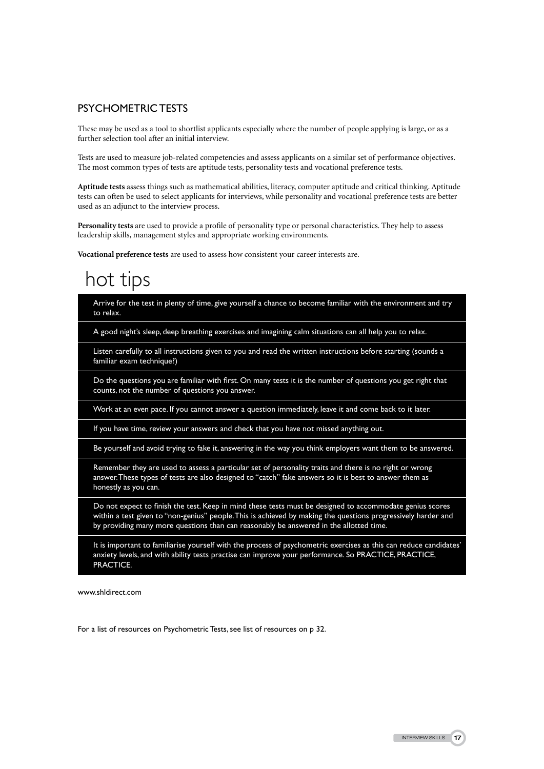## PSYCHOMETRIC TESTS

These may be used as a tool to shortlist applicants especially where the number of people applying is large, or as a further selection tool after an initial interview.

Tests are used to measure job-related competencies and assess applicants on a similar set of performance objectives. The most common types of tests are aptitude tests, personality tests and vocational preference tests.

**Aptitude tests** assess things such as mathematical abilities, literacy, computer aptitude and critical thinking. Aptitude tests can often be used to select applicants for interviews, while personality and vocational preference tests are better used as an adjunct to the interview process.

**Personality tests** are used to provide a profile of personality type or personal characteristics. They help to assess leadership skills, management styles and appropriate working environments.

**Vocational preference tests** are used to assess how consistent your career interests are.

# hot tips

- Arrive for the test in plenty of time, give yourself a chance to become familiar with the environment and try to relax.
- A good night's sleep, deep breathing exercises and imagining calm situations can all help you to relax.
- Listen carefully to all instructions given to you and read the written instructions before starting (sounds a familiar exam technique?)
- Do the questions you are familiar with first. On many tests it is the number of questions you get right that counts, not the number of questions you answer.
- Work at an even pace. If you cannot answer a question immediately, leave it and come back to it later.
- If you have time, review your answers and check that you have not missed anything out.
- Be yourself and avoid trying to fake it, answering in the way you think employers want them to be answered.
- Remember they are used to assess a particular set of personality traits and there is no right or wrong answer. These types of tests are also designed to "catch" fake answers so it is best to answer them as honestly as you can.
- Do not expect to finish the test. Keep in mind these tests must be designed to accommodate genius scores within a test given to "non-genius" people. This is achieved by making the questions progressively harder and by providing many more questions than can reasonably be answered in the allotted time.
- It is important to familiarise yourself with the process of psychometric exercises as this can reduce candidates' anxiety levels, and with ability tests practise can improve your performance. So PRACTICE, PRACTICE, PRACTICE.

www.shldirect.com

For a list of resources on Psychometric Tests, see list of resources on p 32.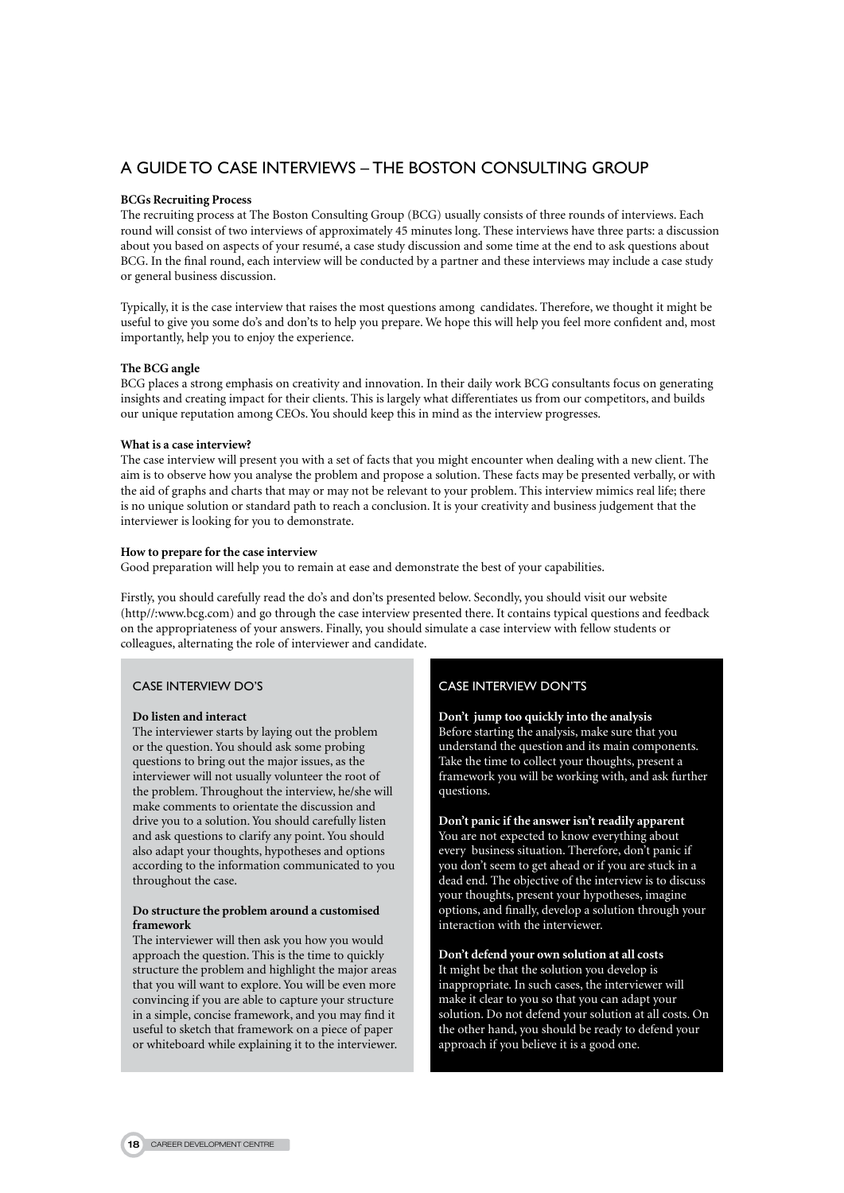# A GUIDE TO CASE INTERVIEWS – THE BOSTON CONSULTING GROUP

**BCGs Recruiting Process**

The recruiting process at The Boston Consulting Group (BCG) usually consists of three rounds of interviews. Each round will consist of two interviews of approximately 45 minutes long. These interviews have three parts: a discussion about you based on aspects of your resumé, a case study discussion and some time at the end to ask questions about BCG. In the final round, each interview will be conducted by a partner and these interviews may include a case study or general business discussion.

Typically, it is the case interview that raises the most questions among candidates. Therefore, we thought it might be useful to give you some do's and don'ts to help you prepare. We hope this will help you feel more confident and, most importantly, help you to enjoy the experience.

**The BCG angle**

BCG places a strong emphasis on creativity and innovation. In their daily work BCG consultants focus on generating insights and creating impact for their clients. This is largely what differentiates us from our competitors, and builds our unique reputation among CEOs. You should keep this in mind as the interview progresses.

**What is a case interview?**

The case interview will present you with a set of facts that you might encounter when dealing with a new client. The aim is to observe how you analyse the problem and propose a solution. These facts may be presented verbally, or with the aid of graphs and charts that may or may not be relevant to your problem. This interview mimics real life; there is no unique solution or standard path to reach a conclusion. It is your creativity and business judgement that the interviewer is looking for you to demonstrate.

**How to prepare for the case interview**

Good preparation will help you to remain at ease and demonstrate the best of your capabilities.

Firstly, you should carefully read the do's and don'ts presented below. Secondly, you should visit our website (http//:www.bcg.com) and go through the case interview presented there. It contains typical questions and feedback on the appropriateness of your answers. Finally, you should simulate a case interview with fellow students or colleagues, alternating the role of interviewer and candidate.

## CASE INTERVIEW DO'S

**Do listen and interact**

The interviewer starts by laying out the problem or the question. You should ask some probing questions to bring out the major issues, as the interviewer will not usually volunteer the root of the problem. Throughout the interview, he/she will make comments to orientate the discussion and drive you to a solution. You should carefully listen and ask questions to clarify any point. You should also adapt your thoughts, hypotheses and options according to the information communicated to you throughout the case.

**Do structure the problem around a customised framework**

The interviewer will then ask you how you would approach the question. This is the time to quickly structure the problem and highlight the major areas that you will want to explore. You will be even more convincing if you are able to capture your structure in a simple, concise framework, and you may find it useful to sketch that framework on a piece of paper or whiteboard while explaining it to the interviewer.

## CASE INTERVIEW DON'TS

**Don't jump too quickly into the analysis**

Before starting the analysis, make sure that you understand the question and its main components. Take the time to collect your thoughts, present a framework you will be working with, and ask further questions.

**Don't panic if the answer isn't readily apparent**

You are not expected to know everything about every business situation. Therefore, don't panic if you don't seem to get ahead or if you are stuck in a dead end. The objective of the interview is to discuss your thoughts, present your hypotheses, imagine options, and finally, develop a solution through your interaction with the interviewer.

**Don't defend your own solution at all costs**

It might be that the solution you develop is inappropriate. In such cases, the interviewer will make it clear to you so that you can adapt your solution. Do not defend your solution at all costs. On the other hand, you should be ready to defend your approach if you believe it is a good one.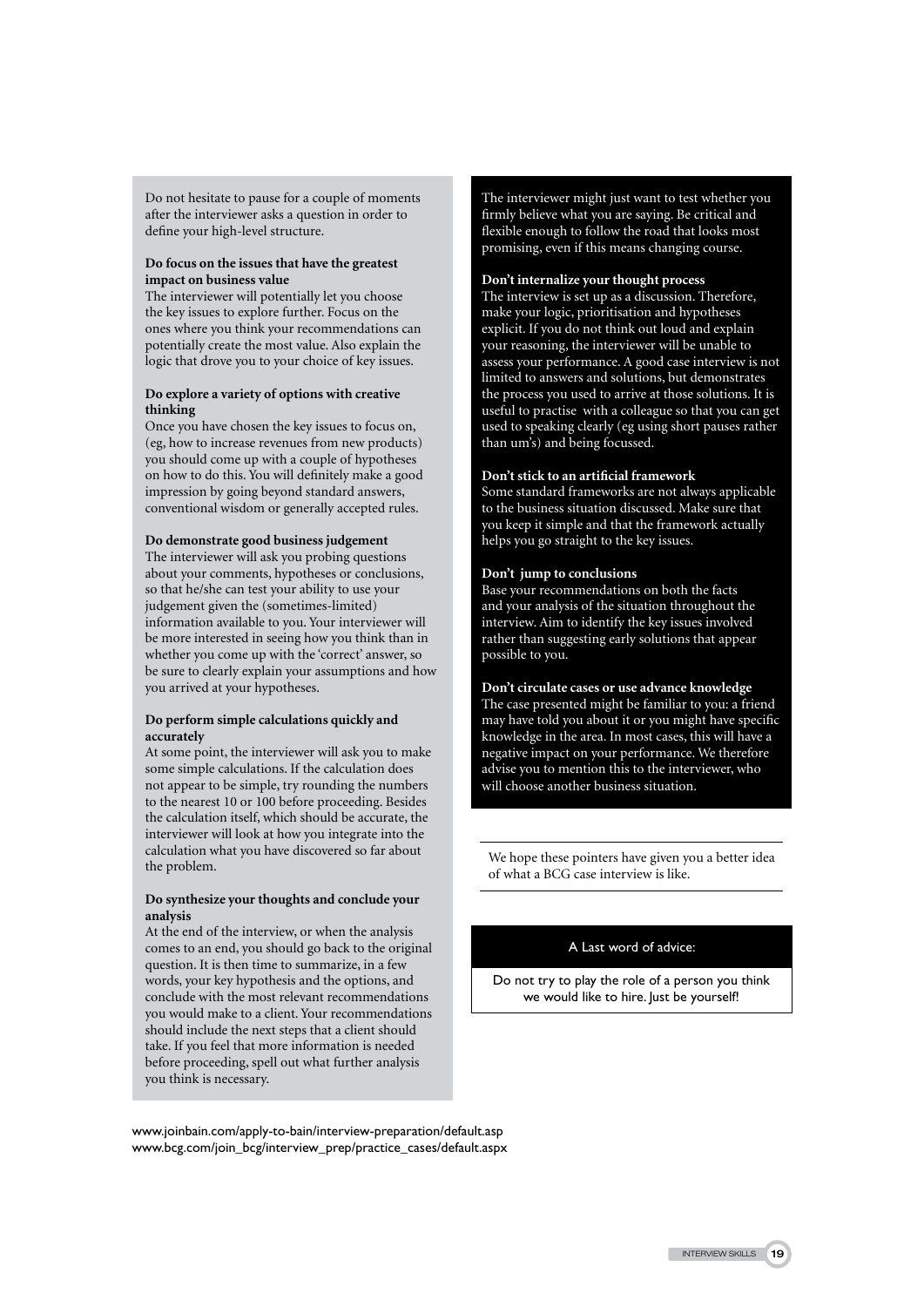Do not hesitate to pause for a couple of moments after the interviewer asks a question in order to define your high-level structure.

**Do focus on the issues that have the greatest impact on business value**

The interviewer will potentially let you choose the key issues to explore further. Focus on the ones where you think your recommendations can potentially create the most value. Also explain the logic that drove you to your choice of key issues.

**Do explore a variety of options with creative thinking**

Once you have chosen the key issues to focus on, (eg, how to increase revenues from new products) you should come up with a couple of hypotheses on how to do this. You will definitely make a good impression by going beyond standard answers, conventional wisdom or generally accepted rules.

**Do demonstrate good business judgement**

The interviewer will ask you probing questions about your comments, hypotheses or conclusions, so that he/she can test your ability to use your judgement given the (sometimes-limited) information available to you. Your interviewer will be more interested in seeing how you think than in whether you come up with the 'correct' answer, so be sure to clearly explain your assumptions and how you arrived at your hypotheses.

**Do perform simple calculations quickly and accurately**

At some point, the interviewer will ask you to make some simple calculations. If the calculation does not appear to be simple, try rounding the numbers to the nearest 10 or 100 before proceeding. Besides the calculation itself, which should be accurate, the interviewer will look at how you integrate into the calculation what you have discovered so far about the problem.

**Do synthesize your thoughts and conclude your analysis**

At the end of the interview, or when the analysis comes to an end, you should go back to the original question. It is then time to summarize, in a few words, your key hypothesis and the options, and conclude with the most relevant recommendations you would make to a client. Your recommendations should include the next steps that a client should take. If you feel that more information is needed before proceeding, spell out what further analysis you think is necessary.

The interviewer might just want to test whether you firmly believe what you are saying. Be critical and flexible enough to follow the road that looks most promising, even if this means changing course.

**Don't internalize your thought process**

The interview is set up as a discussion. Therefore, make your logic, prioritisation and hypotheses explicit. If you do not think out loud and explain your reasoning, the interviewer will be unable to assess your performance. A good case interview is not limited to answers and solutions, but demonstrates the process you used to arrive at those solutions. It is useful to practise with a colleague so that you can get used to speaking clearly (eg using short pauses rather than um's) and being focussed.

**Don't stick to an artificial framework**

Some standard frameworks are not always applicable to the business situation discussed. Make sure that you keep it simple and that the framework actually helps you go straight to the key issues.

**Don't jump to conclusions**

Base your recommendations on both the facts and your analysis of the situation throughout the interview. Aim to identify the key issues involved rather than suggesting early solutions that appear possible to you.

**Don't circulate cases or use advance knowledge**

The case presented might be familiar to you: a friend may have told you about it or you might have specific knowledge in the area. In most cases, this will have a negative impact on your performance. We therefore advise you to mention this to the interviewer, who will choose another business situation.

We hope these pointers have given you a better idea of what a BCG case interview is like.

A Last word of advice:

Do not try to play the role of a person you think we would like to hire. Just be yourself!

www.joinbain.com/apply-to-bain/interview-preparation/default.asp
www.bcg.com/join_bcg/interview_prep/practice_cases/default.aspx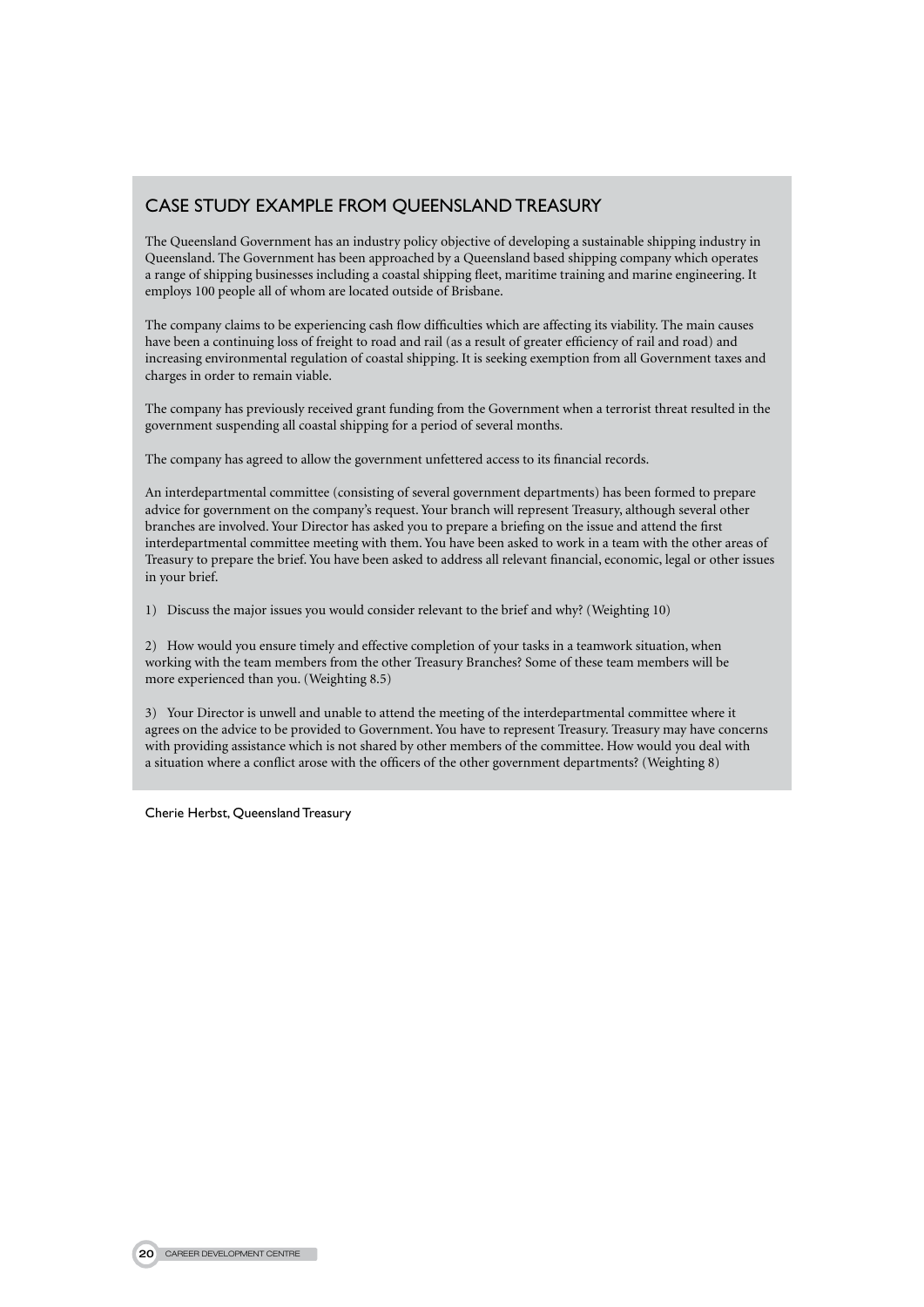## CASE STUDY EXAMPLE FROM QUEENSLAND TREASURY

The Queensland Government has an industry policy objective of developing a sustainable shipping industry in Queensland. The Government has been approached by a Queensland based shipping company which operates a range of shipping businesses including a coastal shipping fleet, maritime training and marine engineering. It employs 100 people all of whom are located outside of Brisbane.

The company claims to be experiencing cash flow difficulties which are affecting its viability. The main causes have been a continuing loss of freight to road and rail (as a result of greater efficiency of rail and road) and increasing environmental regulation of coastal shipping. It is seeking exemption from all Government taxes and charges in order to remain viable.

The company has previously received grant funding from the Government when a terrorist threat resulted in the government suspending all coastal shipping for a period of several months.

The company has agreed to allow the government unfettered access to its financial records.

An interdepartmental committee (consisting of several government departments) has been formed to prepare advice for government on the company's request. Your branch will represent Treasury, although several other branches are involved. Your Director has asked you to prepare a briefing on the issue and attend the first interdepartmental committee meeting with them. You have been asked to work in a team with the other areas of Treasury to prepare the brief. You have been asked to address all relevant financial, economic, legal or other issues in your brief.

1) Discuss the major issues you would consider relevant to the brief and why? (Weighting 10)

2) How would you ensure timely and effective completion of your tasks in a teamwork situation, when working with the team members from the other Treasury Branches? Some of these team members will be more experienced than you. (Weighting 8.5)

3) Your Director is unwell and unable to attend the meeting of the interdepartmental committee where it agrees on the advice to be provided to Government. You have to represent Treasury. Treasury may have concerns with providing assistance which is not shared by other members of the committee. How would you deal with a situation where a conflict arose with the officers of the other government departments? (Weighting 8)

Cherie Herbst, Queensland Treasury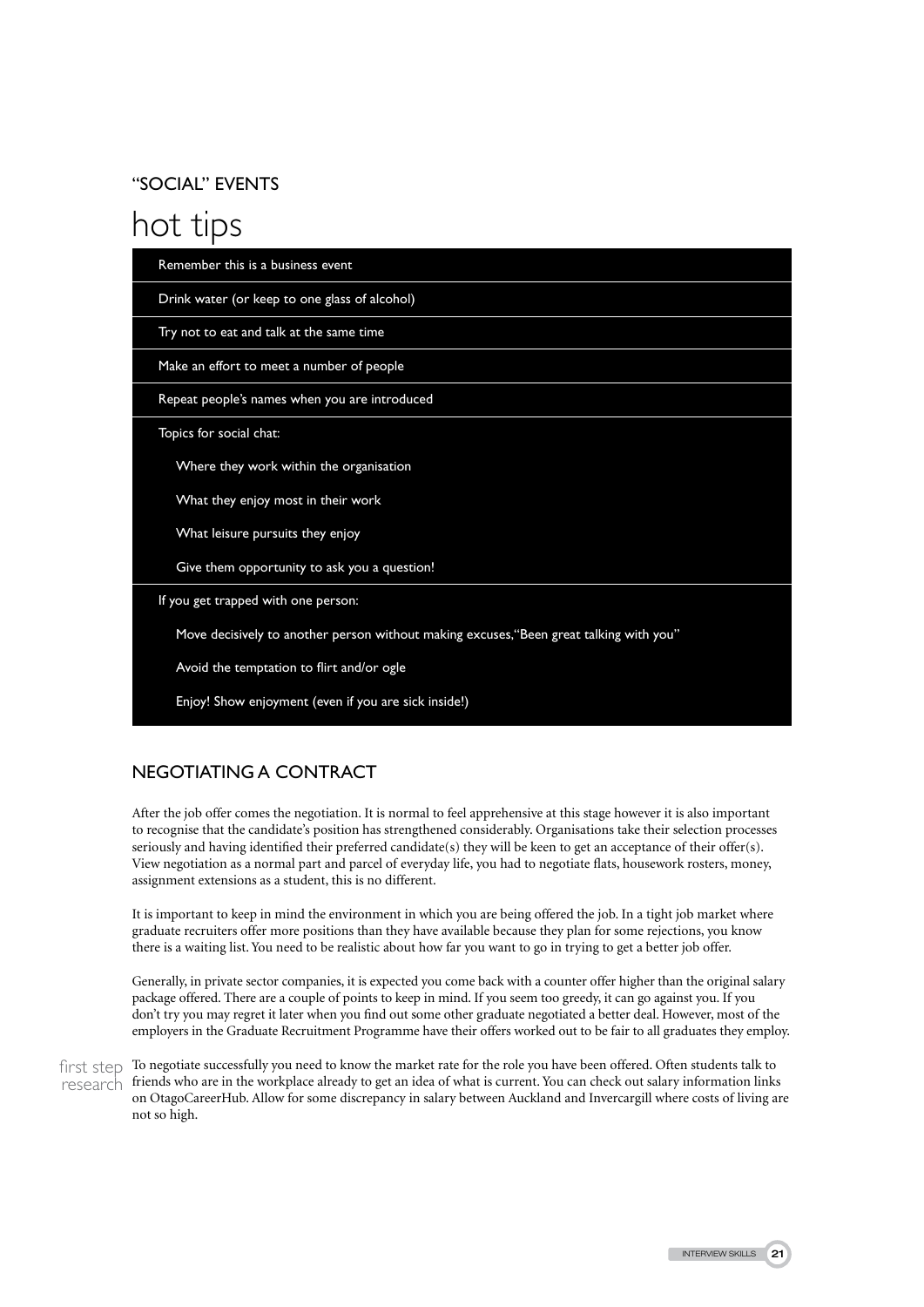## "SOCIAL" EVENTS

# hot tips

- Remember this is a business event
- Drink water (or keep to one glass of alcohol)
- Try not to eat and talk at the same time
- Make an effort to meet a number of people
- Repeat people's names when you are introduced
- Topics for social chat:
  - Where they work within the organisation
  - What they enjoy most in their work
  - What leisure pursuits they enjoy
  - Give them opportunity to ask you a question!
- If you get trapped with one person:
  - Move decisively to another person without making excuses,"Been great talking with you"
  - Avoid the temptation to flirt and/or ogle
  - Enjoy! Show enjoyment (even if you are sick inside!)

## NEGOTIATING A CONTRACT

After the job offer comes the negotiation. It is normal to feel apprehensive at this stage however it is also important to recognise that the candidate's position has strengthened considerably. Organisations take their selection processes seriously and having identified their preferred candidate(s) they will be keen to get an acceptance of their offer(s). View negotiation as a normal part and parcel of everyday life, you had to negotiate flats, housework rosters, money, assignment extensions as a student, this is no different.

It is important to keep in mind the environment in which you are being offered the job. In a tight job market where graduate recruiters offer more positions than they have available because they plan for some rejections, you know there is a waiting list. You need to be realistic about how far you want to go in trying to get a better job offer.

Generally, in private sector companies, it is expected you come back with a counter offer higher than the original salary package offered. There are a couple of points to keep in mind. If you seem too greedy, it can go against you. If you don't try you may regret it later when you find out some other graduate negotiated a better deal. However, most of the employers in the Graduate Recruitment Programme have their offers worked out to be fair to all graduates they employ.

**first step research**

To negotiate successfully you need to know the market rate for the role you have been offered. Often students talk to friends who are in the workplace already to get an idea of what is current. You can check out salary information links on OtagoCareerHub. Allow for some discrepancy in salary between Auckland and Invercargill where costs of living are not so high.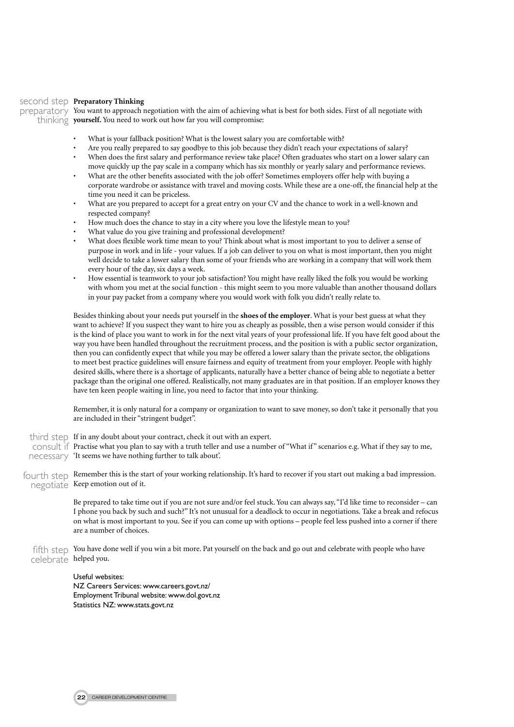## second step: preparatory thinking

**Preparatory Thinking**

You want to approach negotiation with the aim of achieving what is best for both sides. First of all negotiate with **yourself.** You need to work out how far you will compromise:

- What is your fallback position? What is the lowest salary you are comfortable with?
- Are you really prepared to say goodbye to this job because they didn't reach your expectations of salary?
- When does the first salary and performance review take place? Often graduates who start on a lower salary can move quickly up the pay scale in a company which has six monthly or yearly salary and performance reviews.
- What are the other benefits associated with the job offer? Sometimes employers offer help with buying a corporate wardrobe or assistance with travel and moving costs. While these are a one-off, the financial help at the time you need it can be priceless.
- What are you prepared to accept for a great entry on your CV and the chance to work in a well-known and respected company?
- How much does the chance to stay in a city where you love the lifestyle mean to you?
- What value do you give training and professional development?
- What does flexible work time mean to you? Think about what is most important to you to deliver a sense of purpose in work and in life - your values. If a job can deliver to you on what is most important, then you might well decide to take a lower salary than some of your friends who are working in a company that will work them every hour of the day, six days a week.
- How essential is teamwork to your job satisfaction? You might have really liked the folk you would be working with whom you met at the social function - this might seem to you more valuable than another thousand dollars in your pay packet from a company where you would work with folk you didn't really relate to.

Besides thinking about your needs put yourself in the **shoes of the employer**. What is your best guess at what they want to achieve? If you suspect they want to hire you as cheaply as possible, then a wise person would consider if this is the kind of place you want to work in for the next vital years of your professional life. If you have felt good about the way you have been handled throughout the recruitment process, and the position is with a public sector organization, then you can confidently expect that while you may be offered a lower salary than the private sector, the obligations to meet best practice guidelines will ensure fairness and equity of treatment from your employer. People with highly desired skills, where there is a shortage of applicants, naturally have a better chance of being able to negotiate a better package than the original one offered. Realistically, not many graduates are in that position. If an employer knows they have ten keen people waiting in line, you need to factor that into your thinking.

Remember, it is only natural for a company or organization to want to save money, so don't take it personally that you are included in their "stringent budget".

## third step: consult if necessary

If in any doubt about your contract, check it out with an expert.

Practise what you plan to say with a truth teller and use a number of "What if" scenarios e.g. What if they say to me, 'It seems we have nothing further to talk about'.

## fourth step: negotiate

Remember this is the start of your working relationship. It's hard to recover if you start out making a bad impression. Keep emotion out of it.

Be prepared to take time out if you are not sure and/or feel stuck. You can always say, "I'd like time to reconsider – can I phone you back by such and such?" It's not unusual for a deadlock to occur in negotiations. Take a break and refocus on what is most important to you. See if you can come up with options – people feel less pushed into a corner if there are a number of choices.

## fifth step: celebrate

You have done well if you win a bit more. Pat yourself on the back and go out and celebrate with people who have helped you.

Useful websites:
NZ Careers Services: www.careers.govt.nz/
Employment Tribunal website: www.dol.govt.nz
Statistics NZ: www.stats.govt.nz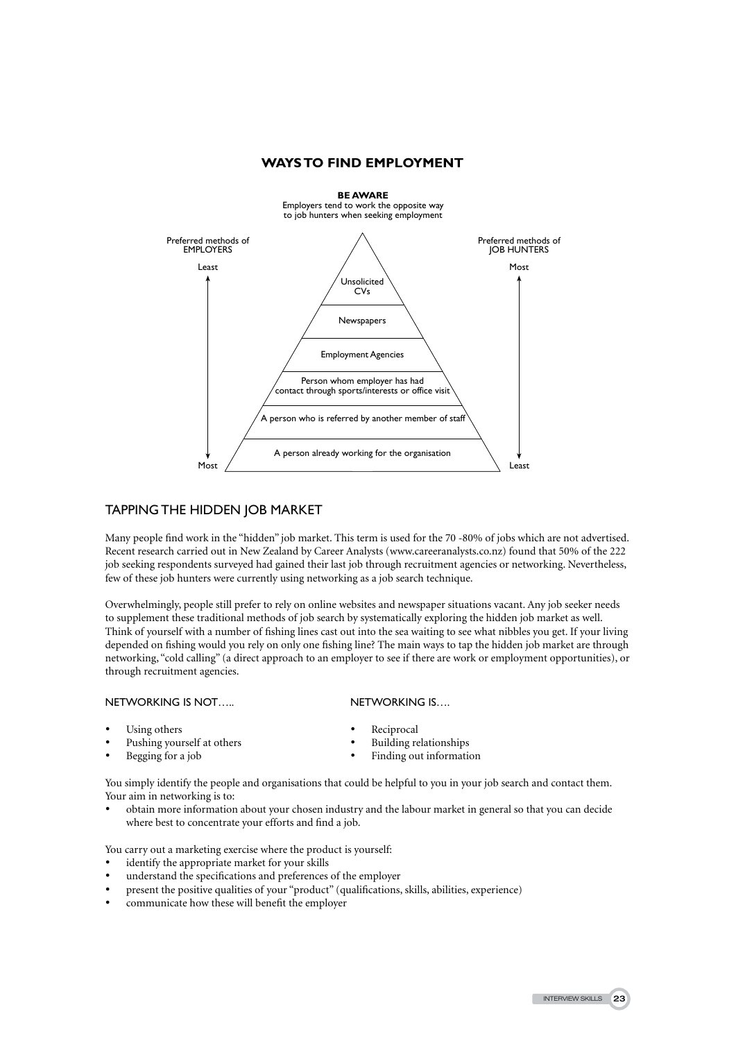## WAYS TO FIND EMPLOYMENT

**BE AWARE**
Employers tend to work the opposite way to job hunters when seeking employment

| Preferred methods of EMPLOYERS | | Preferred methods of JOB HUNTERS |
|---|---|---|
| Least | Unsolicited CVs | Most |
| | Newspapers | |
| | Employment Agencies | |
| | Person whom employer has had contact through sports/interests or office visit | |
| | A person who is referred by another member of staff | |
| Most | A person already working for the organisation | Least |

## TAPPING THE HIDDEN JOB MARKET

Many people find work in the "hidden" job market. This term is used for the 70 -80% of jobs which are not advertised. Recent research carried out in New Zealand by Career Analysts (www.careeranalysts.co.nz) found that 50% of the 222 job seeking respondents surveyed had gained their last job through recruitment agencies or networking. Nevertheless, few of these job hunters were currently using networking as a job search technique.

Overwhelmingly, people still prefer to rely on online websites and newspaper situations vacant. Any job seeker needs to supplement these traditional methods of job search by systematically exploring the hidden job market as well. Think of yourself with a number of fishing lines cast out into the sea waiting to see what nibbles you get. If your living depended on fishing would you rely on only one fishing line? The main ways to tap the hidden job market are through networking, "cold calling" (a direct approach to an employer to see if there are work or employment opportunities), or through recruitment agencies.

### NETWORKING IS NOT…..

- Using others
- Pushing yourself at others
- Begging for a job

### NETWORKING IS….

- Reciprocal
- Building relationships
- Finding out information

You simply identify the people and organisations that could be helpful to you in your job search and contact them. Your aim in networking is to:

- obtain more information about your chosen industry and the labour market in general so that you can decide where best to concentrate your efforts and find a job.

You carry out a marketing exercise where the product is yourself:

- identify the appropriate market for your skills
- understand the specifications and preferences of the employer
- present the positive qualities of your "product" (qualifications, skills, abilities, experience)
- communicate how these will benefit the employer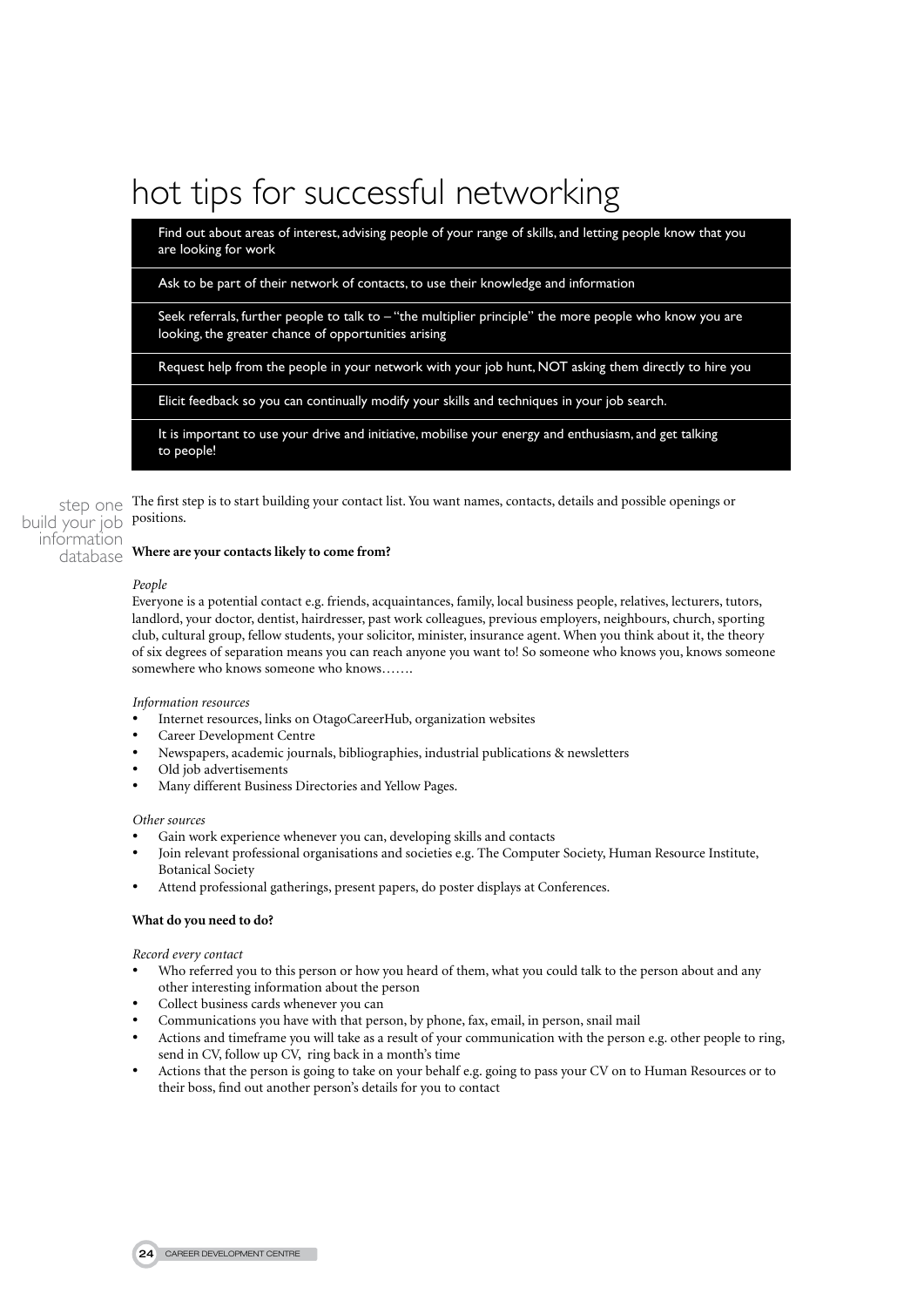# hot tips for successful networking

- Find out about areas of interest, advising people of your range of skills, and letting people know that you are looking for work
- Ask to be part of their network of contacts, to use their knowledge and information
- Seek referrals, further people to talk to – "the multiplier principle" the more people who know you are looking, the greater chance of opportunities arising
- Request help from the people in your network with your job hunt, NOT asking them directly to hire you
- Elicit feedback so you can continually modify your skills and techniques in your job search.
- It is important to use your drive and initiative, mobilise your energy and enthusiasm, and get talking to people!

## step one build your job information database

The first step is to start building your contact list. You want names, contacts, details and possible openings or positions.

**Where are your contacts likely to come from?**

*People*

Everyone is a potential contact e.g. friends, acquaintances, family, local business people, relatives, lecturers, tutors, landlord, your doctor, dentist, hairdresser, past work colleagues, previous employers, neighbours, church, sporting club, cultural group, fellow students, your solicitor, minister, insurance agent. When you think about it, the theory of six degrees of separation means you can reach anyone you want to! So someone who knows you, knows someone somewhere who knows someone who knows…….

*Information resources*

- Internet resources, links on OtagoCareerHub, organization websites
- Career Development Centre
- Newspapers, academic journals, bibliographies, industrial publications & newsletters
- Old job advertisements
- Many different Business Directories and Yellow Pages.

*Other sources*

- Gain work experience whenever you can, developing skills and contacts
- Join relevant professional organisations and societies e.g. The Computer Society, Human Resource Institute, Botanical Society
- Attend professional gatherings, present papers, do poster displays at Conferences.

**What do you need to do?**

*Record every contact*

- Who referred you to this person or how you heard of them, what you could talk to the person about and any other interesting information about the person
- Collect business cards whenever you can
- Communications you have with that person, by phone, fax, email, in person, snail mail
- Actions and timeframe you will take as a result of your communication with the person e.g. other people to ring, send in CV, follow up CV, ring back in a month's time
- Actions that the person is going to take on your behalf e.g. going to pass your CV on to Human Resources or to their boss, find out another person's details for you to contact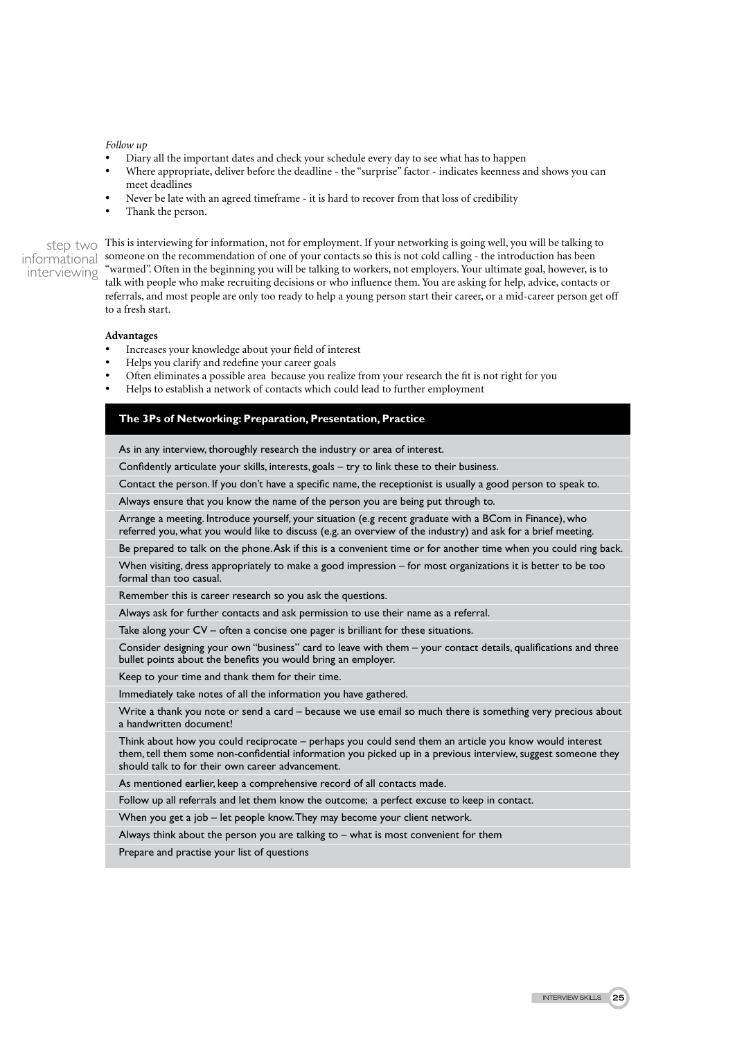*Follow up*

- Diary all the important dates and check your schedule every day to see what has to happen
- Where appropriate, deliver before the deadline - the "surprise" factor - indicates keenness and shows you can meet deadlines
- Never be late with an agreed timeframe - it is hard to recover from that loss of credibility
- Thank the person.

## step two informational interviewing

This is interviewing for information, not for employment. If your networking is going well, you will be talking to someone on the recommendation of one of your contacts so this is not cold calling - the introduction has been "warmed". Often in the beginning you will be talking to workers, not employers. Your ultimate goal, however, is to talk with people who make recruiting decisions or who influence them. You are asking for help, advice, contacts or referrals, and most people are only too ready to help a young person start their career, or a mid-career person get off to a fresh start.

**Advantages**

- Increases your knowledge about your field of interest
- Helps you clarify and redefine your career goals
- Often eliminates a possible area because you realize from your research the fit is not right for you
- Helps to establish a network of contacts which could lead to further employment

| The 3Ps of Networking: Preparation, Presentation, Practice |
|---|
| As in any interview, thoroughly research the industry or area of interest. |
| Confidently articulate your skills, interests, goals – try to link these to their business. |
| Contact the person. If you don't have a specific name, the receptionist is usually a good person to speak to. |
| Always ensure that you know the name of the person you are being put through to. |
| Arrange a meeting. Introduce yourself, your situation (e.g recent graduate with a BCom in Finance), who referred you, what you would like to discuss (e.g. an overview of the industry) and ask for a brief meeting. |
| Be prepared to talk on the phone. Ask if this is a convenient time or for another time when you could ring back. |
| When visiting, dress appropriately to make a good impression – for most organizations it is better to be too formal than too casual. |
| Remember this is career research so you ask the questions. |
| Always ask for further contacts and ask permission to use their name as a referral. |
| Take along your CV – often a concise one pager is brilliant for these situations. |
| Consider designing your own "business" card to leave with them – your contact details, qualifications and three bullet points about the benefits you would bring an employer. |
| Keep to your time and thank them for their time. |
| Immediately take notes of all the information you have gathered. |
| Write a thank you note or send a card – because we use email so much there is something very precious about a handwritten document! |
| Think about how you could reciprocate – perhaps you could send them an article you know would interest them, tell them some non-confidential information you picked up in a previous interview, suggest someone they should talk to for their own career advancement. |
| As mentioned earlier, keep a comprehensive record of all contacts made. |
| Follow up all referrals and let them know the outcome; a perfect excuse to keep in contact. |
| When you get a job – let people know. They may become your client network. |
| Always think about the person you are talking to – what is most convenient for them |
| Prepare and practise your list of questions |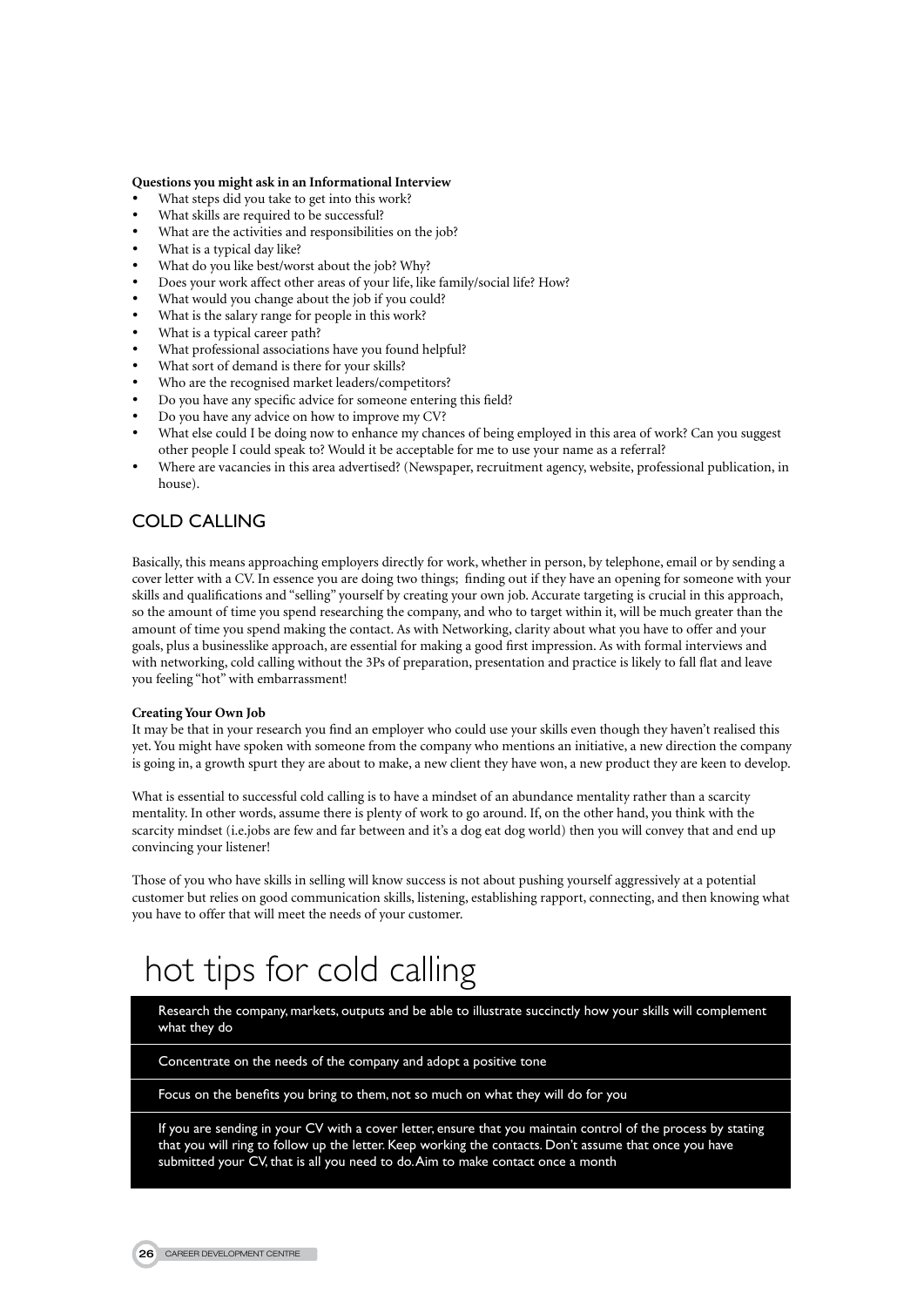**Questions you might ask in an Informational Interview**

- What steps did you take to get into this work?
- What skills are required to be successful?
- What are the activities and responsibilities on the job?
- What is a typical day like?
- What do you like best/worst about the job? Why?
- Does your work affect other areas of your life, like family/social life? How?
- What would you change about the job if you could?
- What is the salary range for people in this work?
- What is a typical career path?
- What professional associations have you found helpful?
- What sort of demand is there for your skills?
- Who are the recognised market leaders/competitors?
- Do you have any specific advice for someone entering this field?
- Do you have any advice on how to improve my CV?
- What else could I be doing now to enhance my chances of being employed in this area of work? Can you suggest other people I could speak to? Would it be acceptable for me to use your name as a referral?
- Where are vacancies in this area advertised? (Newspaper, recruitment agency, website, professional publication, in house).

## COLD CALLING

Basically, this means approaching employers directly for work, whether in person, by telephone, email or by sending a cover letter with a CV. In essence you are doing two things; finding out if they have an opening for someone with your skills and qualifications and "selling" yourself by creating your own job. Accurate targeting is crucial in this approach, so the amount of time you spend researching the company, and who to target within it, will be much greater than the amount of time you spend making the contact. As with Networking, clarity about what you have to offer and your goals, plus a businesslike approach, are essential for making a good first impression. As with formal interviews and with networking, cold calling without the 3Ps of preparation, presentation and practice is likely to fall flat and leave you feeling "hot" with embarrassment!

**Creating Your Own Job**

It may be that in your research you find an employer who could use your skills even though they haven't realised this yet. You might have spoken with someone from the company who mentions an initiative, a new direction the company is going in, a growth spurt they are about to make, a new client they have won, a new product they are keen to develop.

What is essential to successful cold calling is to have a mindset of an abundance mentality rather than a scarcity mentality. In other words, assume there is plenty of work to go around. If, on the other hand, you think with the scarcity mindset (i.e.jobs are few and far between and it's a dog eat dog world) then you will convey that and end up convincing your listener!

Those of you who have skills in selling will know success is not about pushing yourself aggressively at a potential customer but relies on good communication skills, listening, establishing rapport, connecting, and then knowing what you have to offer that will meet the needs of your customer.

# hot tips for cold calling

- Research the company, markets, outputs and be able to illustrate succinctly how your skills will complement what they do
- Concentrate on the needs of the company and adopt a positive tone
- Focus on the benefits you bring to them, not so much on what they will do for you
- If you are sending in your CV with a cover letter, ensure that you maintain control of the process by stating that you will ring to follow up the letter. Keep working the contacts. Don't assume that once you have submitted your CV, that is all you need to do. Aim to make contact once a month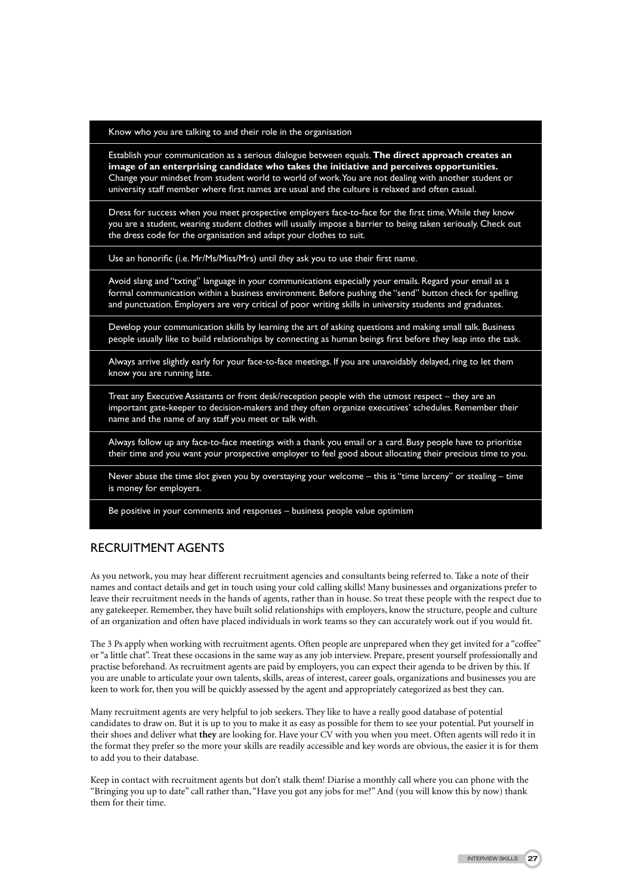- Know who you are talking to and their role in the organisation
- Establish your communication as a serious dialogue between equals. **The direct approach creates an image of an enterprising candidate who takes the initiative and perceives opportunities.** Change your mindset from student world to world of work. You are not dealing with another student or university staff member where first names are usual and the culture is relaxed and often casual.
- Dress for success when you meet prospective employers face-to-face for the first time. While they know you are a student, wearing student clothes will usually impose a barrier to being taken seriously. Check out the dress code for the organisation and adapt your clothes to suit.
- Use an honorific (i.e. Mr/Ms/Miss/Mrs) until *they* ask you to use their first name.
- Avoid slang and "txting" language in your communications especially your emails. Regard your email as a formal communication within a business environment. Before pushing the "send" button check for spelling and punctuation. Employers are very critical of poor writing skills in university students and graduates.
- Develop your communication skills by learning the art of asking questions and making small talk. Business people usually like to build relationships by connecting as human beings first before they leap into the task.
- Always arrive slightly early for your face-to-face meetings. If you are unavoidably delayed, ring to let them know you are running late.
- Treat any Executive Assistants or front desk/reception people with the utmost respect – they are an important gate-keeper to decision-makers and they often organize executives' schedules. Remember their name and the name of any staff you meet or talk with.
- Always follow up any face-to-face meetings with a thank you email or a card. Busy people have to prioritise their time and you want your prospective employer to feel good about allocating their precious time to you.
- Never abuse the time slot given you by overstaying your welcome – this is "time larceny" or stealing – time is money for employers.
- Be positive in your comments and responses – business people value optimism

## RECRUITMENT AGENTS

As you network, you may hear different recruitment agencies and consultants being referred to. Take a note of their names and contact details and get in touch using your cold calling skills! Many businesses and organizations prefer to leave their recruitment needs in the hands of agents, rather than in house. So treat these people with the respect due to any gatekeeper. Remember, they have built solid relationships with employers, know the structure, people and culture of an organization and often have placed individuals in work teams so they can accurately work out if you would fit.

The 3 Ps apply when working with recruitment agents. Often people are unprepared when they get invited for a "coffee" or "a little chat". Treat these occasions in the same way as any job interview. Prepare, present yourself professionally and practise beforehand. As recruitment agents are paid by employers, you can expect their agenda to be driven by this. If you are unable to articulate your own talents, skills, areas of interest, career goals, organizations and businesses you are keen to work for, then you will be quickly assessed by the agent and appropriately categorized as best they can.

Many recruitment agents are very helpful to job seekers. They like to have a really good database of potential candidates to draw on. But it is up to you to make it as easy as possible for them to see your potential. Put yourself in their shoes and deliver what **they** are looking for. Have your CV with you when you meet. Often agents will redo it in the format they prefer so the more your skills are readily accessible and key words are obvious, the easier it is for them to add you to their database.

Keep in contact with recruitment agents but don't stalk them! Diarise a monthly call where you can phone with the "Bringing you up to date" call rather than, "Have you got any jobs for me?" And (you will know this by now) thank them for their time.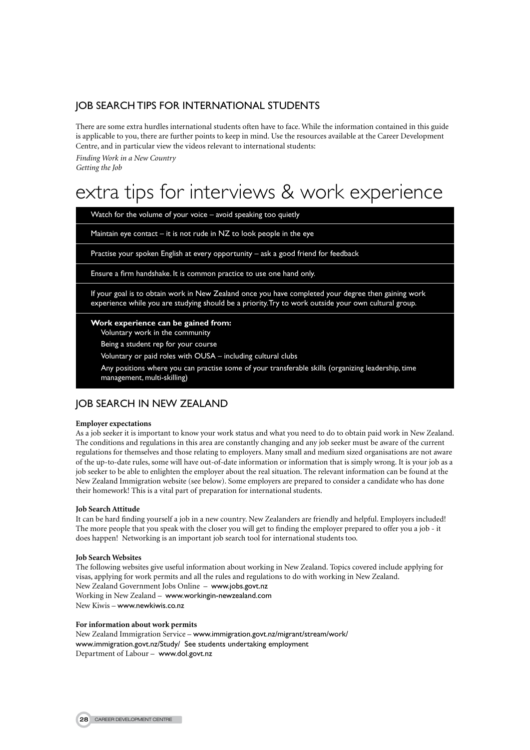## JOB SEARCH TIPS FOR INTERNATIONAL STUDENTS

There are some extra hurdles international students often have to face. While the information contained in this guide is applicable to you, there are further points to keep in mind. Use the resources available at the Career Development Centre, and in particular view the videos relevant to international students:

*Finding Work in a New Country*
*Getting the Job*

# extra tips for interviews & work experience

- Watch for the volume of your voice – avoid speaking too quietly
- Maintain eye contact – it is not rude in NZ to look people in the eye
- Practise your spoken English at every opportunity – ask a good friend for feedback
- Ensure a firm handshake. It is common practice to use one hand only.
- If your goal is to obtain work in New Zealand once you have completed your degree then gaining work experience while you are studying should be a priority. Try to work outside your own cultural group.

**Work experience can be gained from:**

- Voluntary work in the community
- Being a student rep for your course
- Voluntary or paid roles with OUSA – including cultural clubs
- Any positions where you can practise some of your transferable skills (organizing leadership, time management, multi-skilling)

## JOB SEARCH IN NEW ZEALAND

**Employer expectations**

As a job seeker it is important to know your work status and what you need to do to obtain paid work in New Zealand. The conditions and regulations in this area are constantly changing and any job seeker must be aware of the current regulations for themselves and those relating to employers. Many small and medium sized organisations are not aware of the up-to-date rules, some will have out-of-date information or information that is simply wrong. It is your job as a job seeker to be able to enlighten the employer about the real situation. The relevant information can be found at the New Zealand Immigration website (see below). Some employers are prepared to consider a candidate who has done their homework! This is a vital part of preparation for international students.

**Job Search Attitude**

It can be hard finding yourself a job in a new country. New Zealanders are friendly and helpful. Employers included! The more people that you speak with the closer you will get to finding the employer prepared to offer you a job - it does happen! Networking is an important job search tool for international students too.

**Job Search Websites**

The following websites give useful information about working in New Zealand. Topics covered include applying for visas, applying for work permits and all the rules and regulations to do with working in New Zealand.

New Zealand Government Jobs Online – www.jobs.govt.nz
Working in New Zealand – www.workingin-newzealand.com
New Kiwis – www.newkiwis.co.nz

**For information about work permits**

New Zealand Immigration Service – www.immigration.govt.nz/migrant/stream/work/
www.immigration.govt.nz/Study/ See students undertaking employment
Department of Labour – www.dol.govt.nz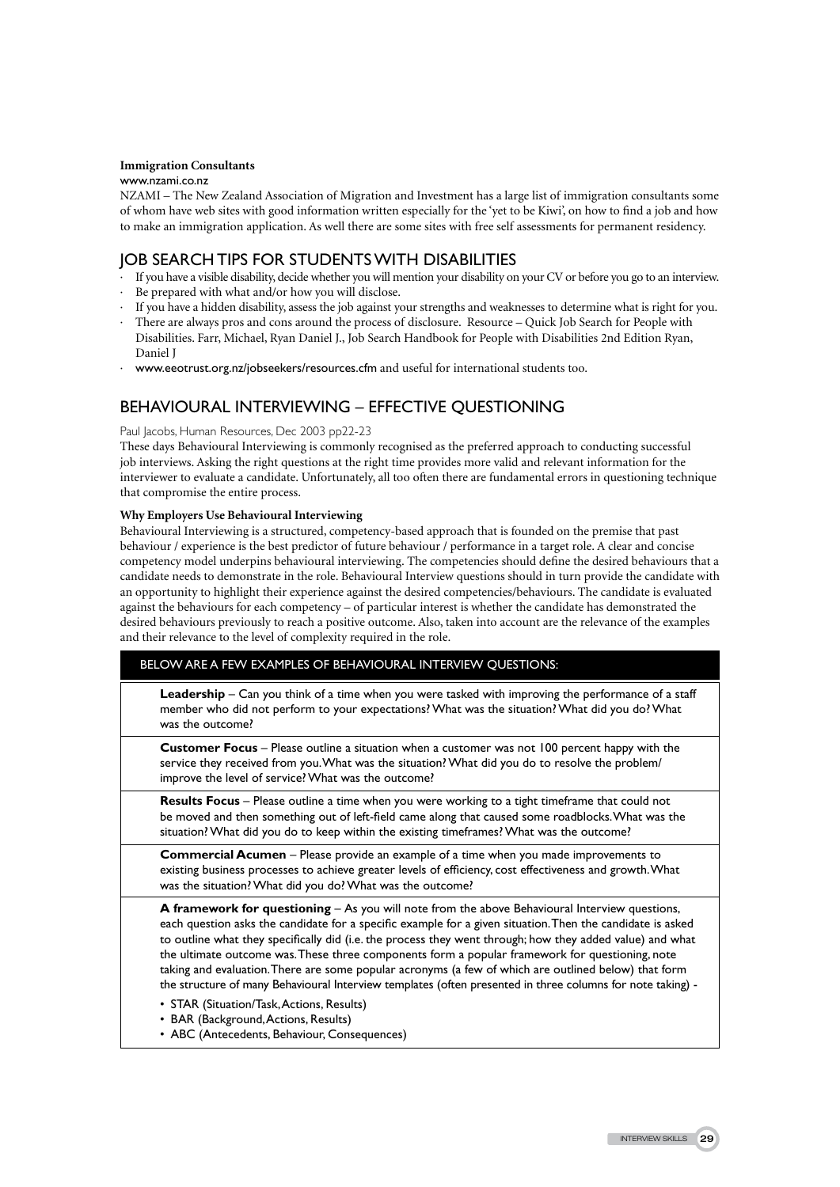**Immigration Consultants**

www.nzami.co.nz

NZAMI – The New Zealand Association of Migration and Investment has a large list of immigration consultants some of whom have web sites with good information written especially for the 'yet to be Kiwi', on how to find a job and how to make an immigration application. As well there are some sites with free self assessments for permanent residency.

## JOB SEARCH TIPS FOR STUDENTS WITH DISABILITIES

- If you have a visible disability, decide whether you will mention your disability on your CV or before you go to an interview.
- Be prepared with what and/or how you will disclose.
- If you have a hidden disability, assess the job against your strengths and weaknesses to determine what is right for you.
- There are always pros and cons around the process of disclosure. Resource – Quick Job Search for People with Disabilities. Farr, Michael, Ryan Daniel J., Job Search Handbook for People with Disabilities 2nd Edition Ryan, Daniel J
- www.eeotrust.org.nz/jobseekers/resources.cfm and useful for international students too.

## BEHAVIOURAL INTERVIEWING – EFFECTIVE QUESTIONING

Paul Jacobs, Human Resources, Dec 2003 pp22-23

These days Behavioural Interviewing is commonly recognised as the preferred approach to conducting successful job interviews. Asking the right questions at the right time provides more valid and relevant information for the interviewer to evaluate a candidate. Unfortunately, all too often there are fundamental errors in questioning technique that compromise the entire process.

**Why Employers Use Behavioural Interviewing**

Behavioural Interviewing is a structured, competency-based approach that is founded on the premise that past behaviour / experience is the best predictor of future behaviour / performance in a target role. A clear and concise competency model underpins behavioural interviewing. The competencies should define the desired behaviours that a candidate needs to demonstrate in the role. Behavioural Interview questions should in turn provide the candidate with an opportunity to highlight their experience against the desired competencies/behaviours. The candidate is evaluated against the behaviours for each competency – of particular interest is whether the candidate has demonstrated the desired behaviours previously to reach a positive outcome. Also, taken into account are the relevance of the examples and their relevance to the level of complexity required in the role.

### BELOW ARE A FEW EXAMPLES OF BEHAVIOURAL INTERVIEW QUESTIONS:

**Leadership** – Can you think of a time when you were tasked with improving the performance of a staff member who did not perform to your expectations? What was the situation? What did you do? What was the outcome?

**Customer Focus** – Please outline a situation when a customer was not 100 percent happy with the service they received from you. What was the situation? What did you do to resolve the problem/ improve the level of service? What was the outcome?

**Results Focus** – Please outline a time when you were working to a tight timeframe that could not be moved and then something out of left-field came along that caused some roadblocks. What was the situation? What did you do to keep within the existing timeframes? What was the outcome?

**Commercial Acumen** – Please provide an example of a time when you made improvements to existing business processes to achieve greater levels of efficiency, cost effectiveness and growth. What was the situation? What did you do? What was the outcome?

**A framework for questioning** – As you will note from the above Behavioural Interview questions, each question asks the candidate for a specific example for a given situation. Then the candidate is asked to outline what they specifically did (i.e. the process they went through; how they added value) and what the ultimate outcome was. These three components form a popular framework for questioning, note taking and evaluation. There are some popular acronyms (a few of which are outlined below) that form the structure of many Behavioural Interview templates (often presented in three columns for note taking) -

- STAR (Situation/Task, Actions, Results)
- BAR (Background, Actions, Results)
- ABC (Antecedents, Behaviour, Consequences)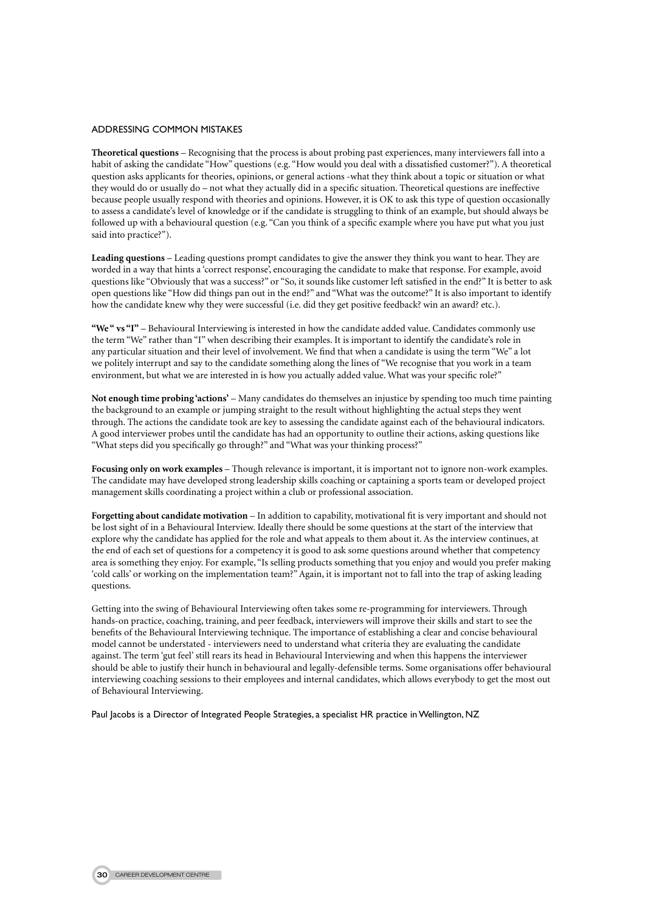## ADDRESSING COMMON MISTAKES

**Theoretical questions** – Recognising that the process is about probing past experiences, many interviewers fall into a habit of asking the candidate "How" questions (e.g. "How would you deal with a dissatisfied customer?"). A theoretical question asks applicants for theories, opinions, or general actions -what they think about a topic or situation or what they would do or usually do – not what they actually did in a specific situation. Theoretical questions are ineffective because people usually respond with theories and opinions. However, it is OK to ask this type of question occasionally to assess a candidate's level of knowledge or if the candidate is struggling to think of an example, but should always be followed up with a behavioural question (e.g. "Can you think of a specific example where you have put what you just said into practice?").

**Leading questions** – Leading questions prompt candidates to give the answer they think you want to hear. They are worded in a way that hints a 'correct response', encouraging the candidate to make that response. For example, avoid questions like "Obviously that was a success?" or "So, it sounds like customer left satisfied in the end?" It is better to ask open questions like "How did things pan out in the end?" and "What was the outcome?" It is also important to identify how the candidate knew why they were successful (i.e. did they get positive feedback? win an award? etc.).

**"We " vs "I"** – Behavioural Interviewing is interested in how the candidate added value. Candidates commonly use the term "We" rather than "I" when describing their examples. It is important to identify the candidate's role in any particular situation and their level of involvement. We find that when a candidate is using the term "We" a lot we politely interrupt and say to the candidate something along the lines of "We recognise that you work in a team environment, but what we are interested in is how you actually added value. What was your specific role?"

**Not enough time probing 'actions'** – Many candidates do themselves an injustice by spending too much time painting the background to an example or jumping straight to the result without highlighting the actual steps they went through. The actions the candidate took are key to assessing the candidate against each of the behavioural indicators. A good interviewer probes until the candidate has had an opportunity to outline their actions, asking questions like "What steps did you specifically go through?" and "What was your thinking process?"

**Focusing only on work examples** – Though relevance is important, it is important not to ignore non-work examples. The candidate may have developed strong leadership skills coaching or captaining a sports team or developed project management skills coordinating a project within a club or professional association.

**Forgetting about candidate motivation** – In addition to capability, motivational fit is very important and should not be lost sight of in a Behavioural Interview. Ideally there should be some questions at the start of the interview that explore why the candidate has applied for the role and what appeals to them about it. As the interview continues, at the end of each set of questions for a competency it is good to ask some questions around whether that competency area is something they enjoy. For example, "Is selling products something that you enjoy and would you prefer making 'cold calls' or working on the implementation team?" Again, it is important not to fall into the trap of asking leading questions.

Getting into the swing of Behavioural Interviewing often takes some re-programming for interviewers. Through hands-on practice, coaching, training, and peer feedback, interviewers will improve their skills and start to see the benefits of the Behavioural Interviewing technique. The importance of establishing a clear and concise behavioural model cannot be understated - interviewers need to understand what criteria they are evaluating the candidate against. The term 'gut feel' still rears its head in Behavioural Interviewing and when this happens the interviewer should be able to justify their hunch in behavioural and legally-defensible terms. Some organisations offer behavioural interviewing coaching sessions to their employees and internal candidates, which allows everybody to get the most out of Behavioural Interviewing.

Paul Jacobs is a Director of Integrated People Strategies, a specialist HR practice in Wellington, NZ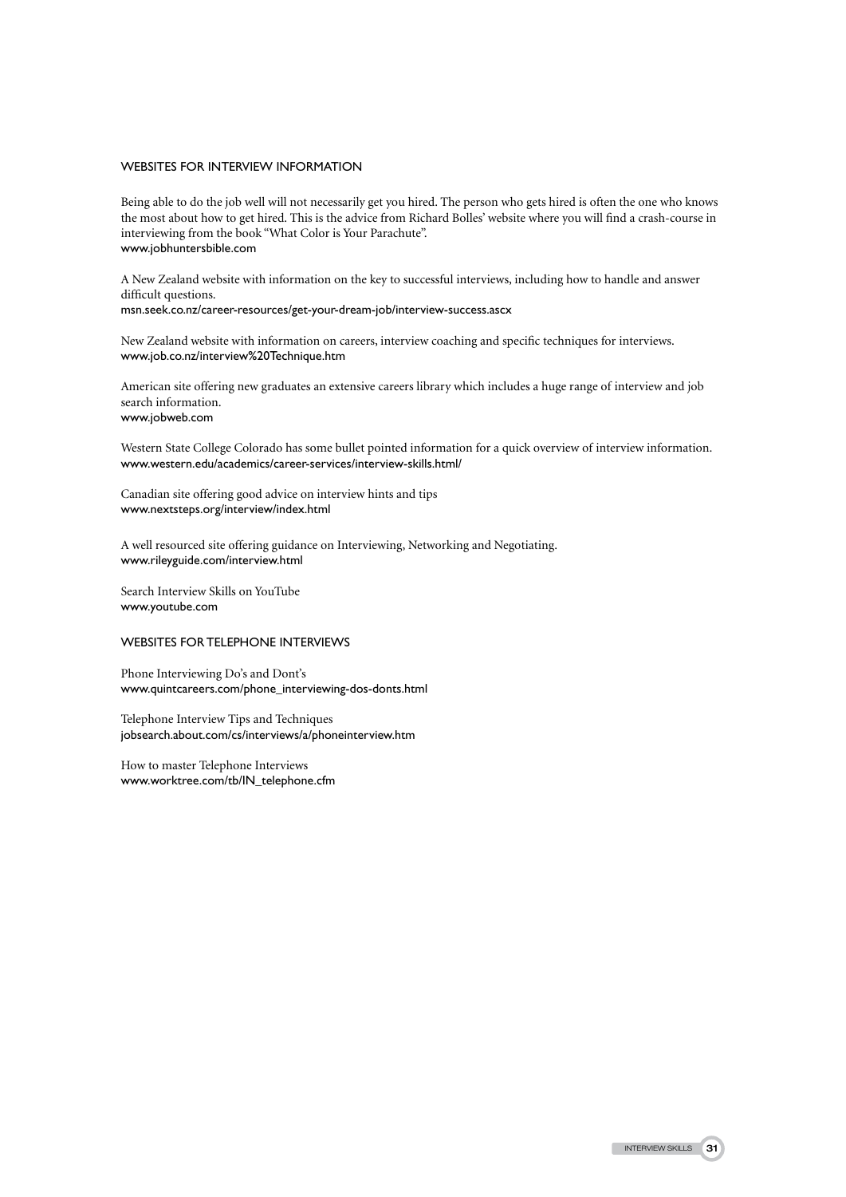## WEBSITES FOR INTERVIEW INFORMATION

Being able to do the job well will not necessarily get you hired. The person who gets hired is often the one who knows the most about how to get hired. This is the advice from Richard Bolles' website where you will find a crash-course in interviewing from the book "What Color is Your Parachute".
www.jobhuntersbible.com

A New Zealand website with information on the key to successful interviews, including how to handle and answer difficult questions.
msn.seek.co.nz/career-resources/get-your-dream-job/interview-success.ascx

New Zealand website with information on careers, interview coaching and specific techniques for interviews.
www.job.co.nz/interview%20Technique.htm

American site offering new graduates an extensive careers library which includes a huge range of interview and job search information.
www.jobweb.com

Western State College Colorado has some bullet pointed information for a quick overview of interview information.
www.western.edu/academics/career-services/interview-skills.html/

Canadian site offering good advice on interview hints and tips
www.nextsteps.org/interview/index.html

A well resourced site offering guidance on Interviewing, Networking and Negotiating.
www.rileyguide.com/interview.html

Search Interview Skills on YouTube
www.youtube.com

## WEBSITES FOR TELEPHONE INTERVIEWS

Phone Interviewing Do's and Dont's
www.quintcareers.com/phone_interviewing-dos-donts.html

Telephone Interview Tips and Techniques
jobsearch.about.com/cs/interviews/a/phoneinterview.htm

How to master Telephone Interviews
www.worktree.com/tb/IN_telephone.cfm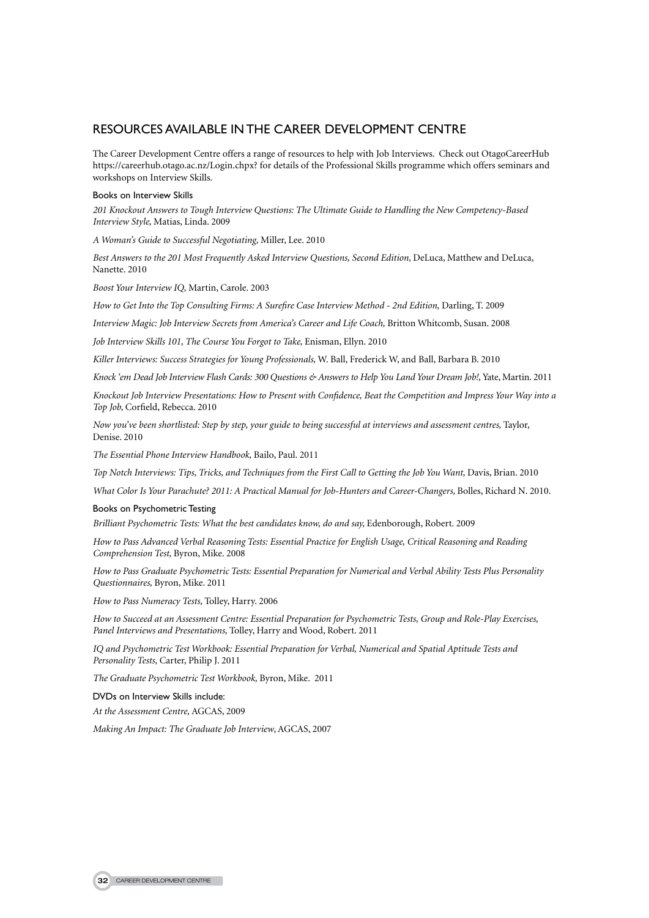## RESOURCES AVAILABLE IN THE CAREER DEVELOPMENT CENTRE

The Career Development Centre offers a range of resources to help with Job Interviews. Check out OtagoCareerHub https://careerhub.otago.ac.nz/Login.chpx? for details of the Professional Skills programme which offers seminars and workshops on Interview Skills.

### Books on Interview Skills

*201 Knockout Answers to Tough Interview Questions: The Ultimate Guide to Handling the New Competency-Based Interview Style,* Matias, Linda. 2009

*A Woman's Guide to Successful Negotiating,* Miller, Lee. 2010

*Best Answers to the 201 Most Frequently Asked Interview Questions, Second Edition,* DeLuca, Matthew and DeLuca, Nanette. 2010

*Boost Your Interview IQ,* Martin, Carole. 2003

*How to Get Into the Top Consulting Firms: A Surefire Case Interview Method - 2nd Edition,* Darling, T. 2009

*Interview Magic: Job Interview Secrets from America's Career and Life Coach,* Britton Whitcomb, Susan. 2008

*Job Interview Skills 101, The Course You Forgot to Take,* Enisman, Ellyn. 2010

*Killer Interviews: Success Strategies for Young Professionals,* W. Ball, Frederick W, and Ball, Barbara B. 2010

*Knock 'em Dead Job Interview Flash Cards: 300 Questions & Answers to Help You Land Your Dream Job!,* Yate, Martin. 2011

*Knockout Job Interview Presentations: How to Present with Confidence, Beat the Competition and Impress Your Way into a Top Job,* Corfield, Rebecca. 2010

*Now you've been shortlisted: Step by step, your guide to being successful at interviews and assessment centres,* Taylor, Denise. 2010

*The Essential Phone Interview Handbook,* Bailo, Paul. 2011

*Top Notch Interviews: Tips, Tricks, and Techniques from the First Call to Getting the Job You Want,* Davis, Brian. 2010

*What Color Is Your Parachute? 2011: A Practical Manual for Job-Hunters and Career-Changers,* Bolles, Richard N. 2010.

### Books on Psychometric Testing

*Brilliant Psychometric Tests: What the best candidates know, do and say,* Edenborough, Robert. 2009

*How to Pass Advanced Verbal Reasoning Tests: Essential Practice for English Usage, Critical Reasoning and Reading Comprehension Test,* Byron, Mike. 2008

*How to Pass Graduate Psychometric Tests: Essential Preparation for Numerical and Verbal Ability Tests Plus Personality Questionnaires,* Byron, Mike. 2011

*How to Pass Numeracy Tests,* Tolley, Harry. 2006

*How to Succeed at an Assessment Centre: Essential Preparation for Psychometric Tests, Group and Role-Play Exercises, Panel Interviews and Presentations,* Tolley, Harry and Wood, Robert. 2011

*IQ and Psychometric Test Workbook: Essential Preparation for Verbal, Numerical and Spatial Aptitude Tests and Personality Tests,* Carter, Philip J. 2011

*The Graduate Psychometric Test Workbook,* Byron, Mike. 2011

### DVDs on Interview Skills include:

*At the Assessment Centre,* AGCAS, 2009

*Making An Impact: The Graduate Job Interview*, AGCAS, 2007